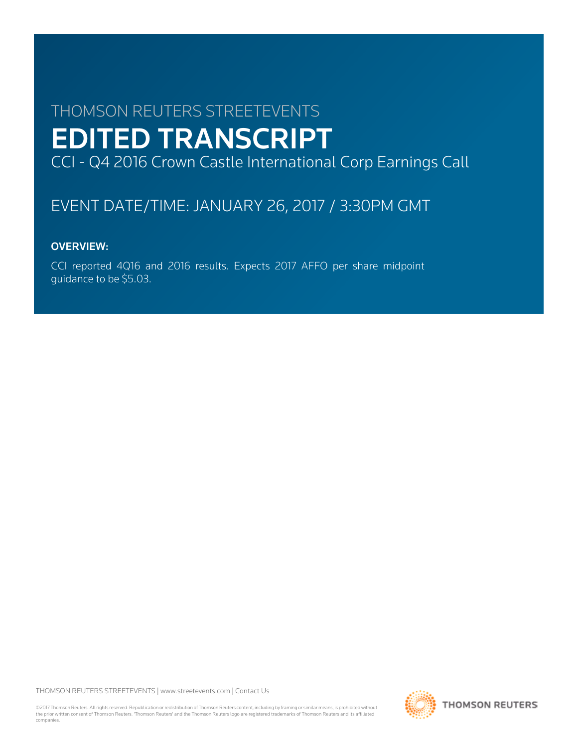THOMSON REUTERS STREETEVENTS

# EDITED TRANSCRIPT

CCI - Q4 2016 Crown Castle International Corp Earnings Call

EVENT DATE/TIME: JANUARY 26, 2017 / 3:30PM GMT

**OVERVIEW:**

CCI reported 4Q16 and 2016 results. Expects 2017 AFFO per share midpoint guidance to be $5.03.

THOMSON REUTERS STREETEVENTS | www.streetevents.com | Contact Us

©2017 Thomson Reuters. All rights reserved. Republication or redistribution of Thomson Reuters content, including by framing or similar means, is prohibited without the prior written consent of Thomson Reuters. 'Thomson Reuters' and the Thomson Reuters logo are registered trademarks of Thomson Reuters and its affiliated companies.

THOMSON REUTERS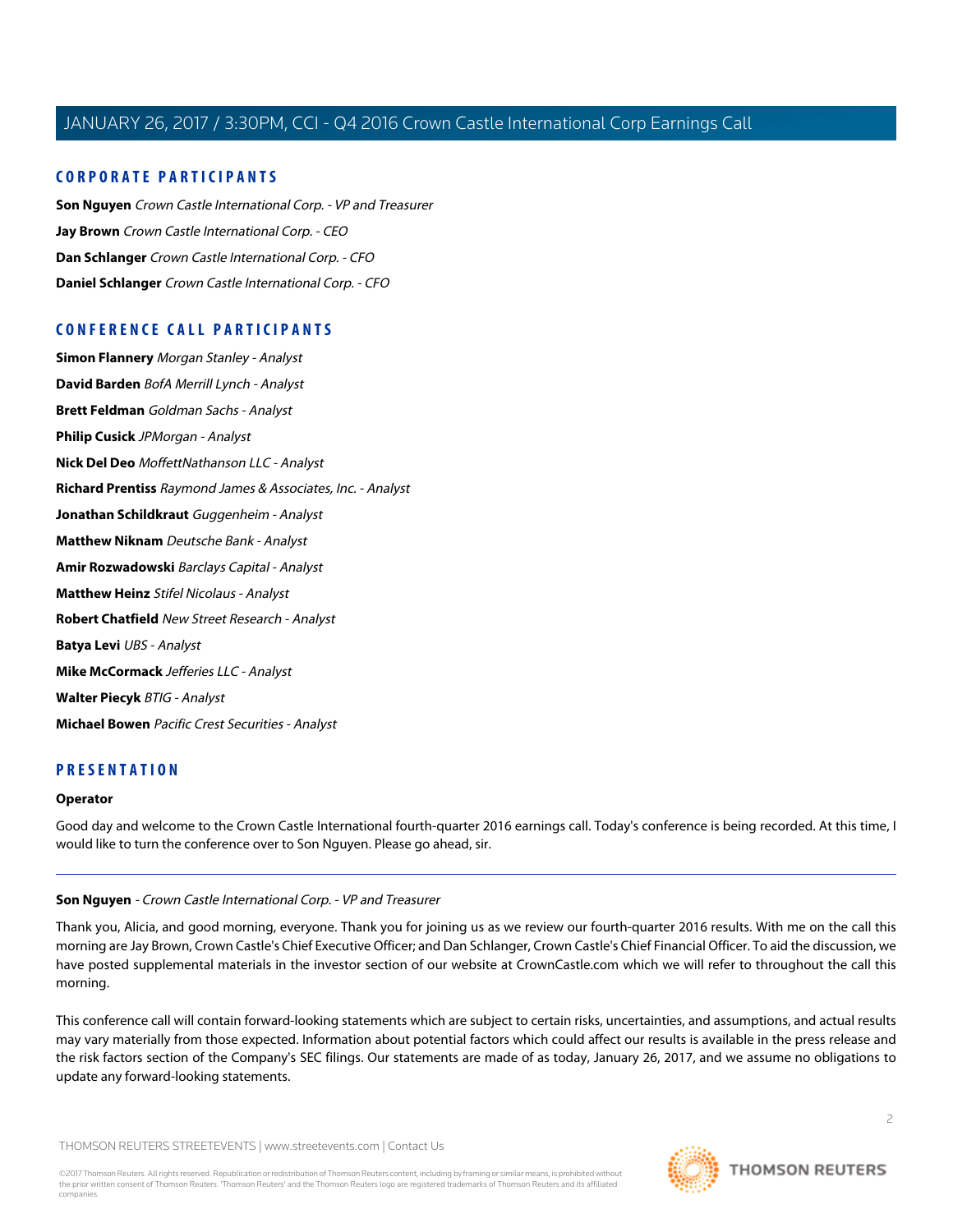## CORPORATE PARTICIPANTS

**Son Nguyen** *Crown Castle International Corp. - VP and Treasurer*

**Jay Brown** *Crown Castle International Corp. - CEO*

**Dan Schlanger** *Crown Castle International Corp. - CFO*

**Daniel Schlanger** *Crown Castle International Corp. - CFO*

## CONFERENCE CALL PARTICIPANTS

**Simon Flannery** *Morgan Stanley - Analyst*

**David Barden** *BofA Merrill Lynch - Analyst*

**Brett Feldman** *Goldman Sachs - Analyst*

**Philip Cusick** *JPMorgan - Analyst*

**Nick Del Deo** *MoffettNathanson LLC - Analyst*

**Richard Prentiss** *Raymond James & Associates, Inc. - Analyst*

**Jonathan Schildkraut** *Guggenheim - Analyst*

**Matthew Niknam** *Deutsche Bank - Analyst*

**Amir Rozwadowski** *Barclays Capital - Analyst*

**Matthew Heinz** *Stifel Nicolaus - Analyst*

**Robert Chatfield** *New Street Research - Analyst*

**Batya Levi** *UBS - Analyst*

**Mike McCormack** *Jefferies LLC - Analyst*

**Walter Piecyk** *BTIG - Analyst*

**Michael Bowen** *Pacific Crest Securities - Analyst*

## PRESENTATION

**Operator**

Good day and welcome to the Crown Castle International fourth-quarter 2016 earnings call. Today's conference is being recorded. At this time, I would like to turn the conference over to Son Nguyen. Please go ahead, sir.

---

**Son Nguyen** - *Crown Castle International Corp. - VP and Treasurer*

Thank you, Alicia, and good morning, everyone. Thank you for joining us as we review our fourth-quarter 2016 results. With me on the call this morning are Jay Brown, Crown Castle's Chief Executive Officer; and Dan Schlanger, Crown Castle's Chief Financial Officer. To aid the discussion, we have posted supplemental materials in the investor section of our website at CrownCastle.com which we will refer to throughout the call this morning.

This conference call will contain forward-looking statements which are subject to certain risks, uncertainties, and assumptions, and actual results may vary materially from those expected. Information about potential factors which could affect our results is available in the press release and the risk factors section of the Company's SEC filings. Our statements are made of as today, January 26, 2017, and we assume no obligations to update any forward-looking statements.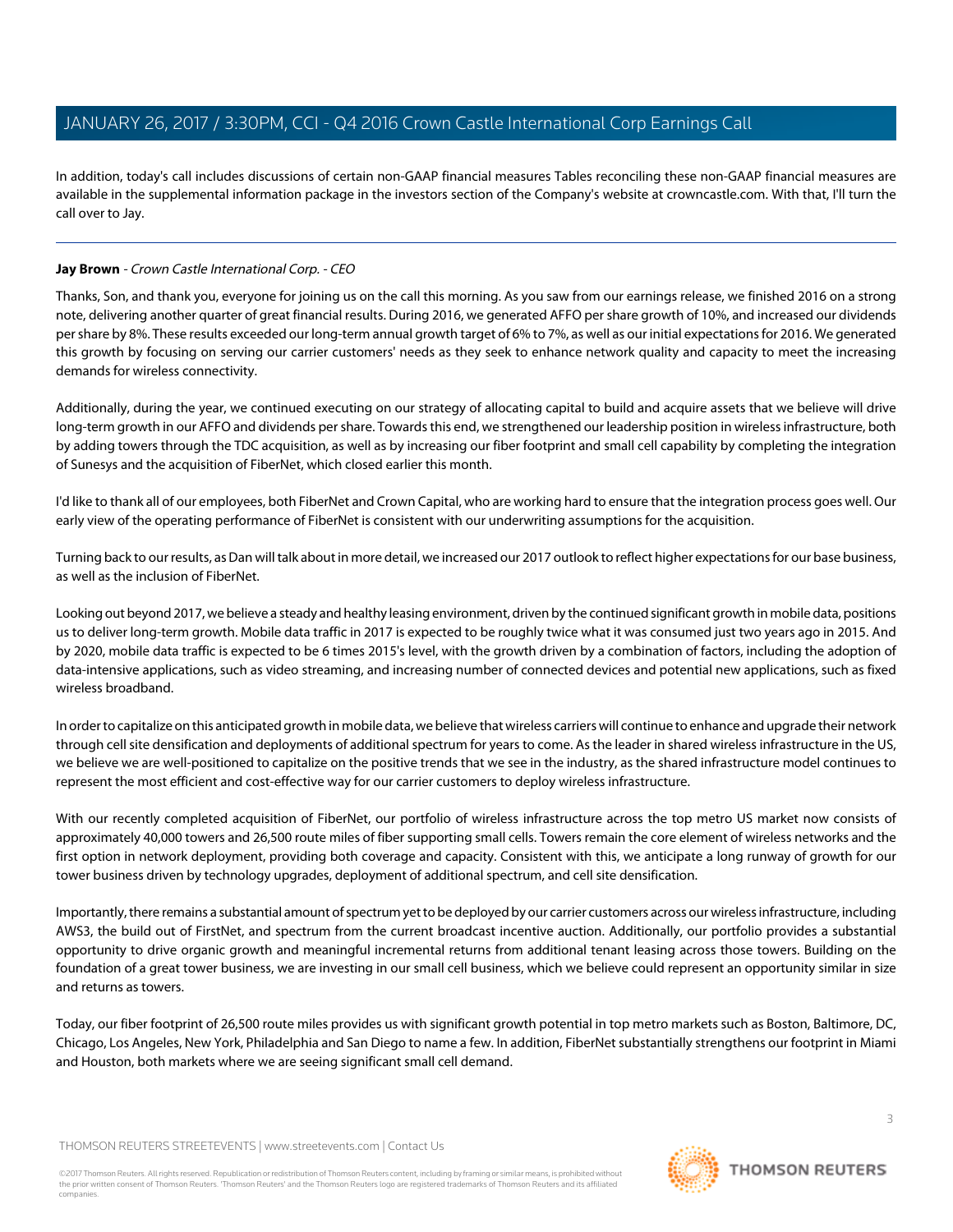In addition, today's call includes discussions of certain non-GAAP financial measures Tables reconciling these non-GAAP financial measures are available in the supplemental information package in the investors section of the Company's website at crowncastle.com. With that, I'll turn the call over to Jay.

---

**Jay Brown** - *Crown Castle International Corp. - CEO*

Thanks, Son, and thank you, everyone for joining us on the call this morning. As you saw from our earnings release, we finished 2016 on a strong note, delivering another quarter of great financial results. During 2016, we generated AFFO per share growth of 10%, and increased our dividends per share by 8%. These results exceeded our long-term annual growth target of 6% to 7%, as well as our initial expectations for 2016. We generated this growth by focusing on serving our carrier customers' needs as they seek to enhance network quality and capacity to meet the increasing demands for wireless connectivity.

Additionally, during the year, we continued executing on our strategy of allocating capital to build and acquire assets that we believe will drive long-term growth in our AFFO and dividends per share. Towards this end, we strengthened our leadership position in wireless infrastructure, both by adding towers through the TDC acquisition, as well as by increasing our fiber footprint and small cell capability by completing the integration of Sunesys and the acquisition of FiberNet, which closed earlier this month.

I'd like to thank all of our employees, both FiberNet and Crown Capital, who are working hard to ensure that the integration process goes well. Our early view of the operating performance of FiberNet is consistent with our underwriting assumptions for the acquisition.

Turning back to our results, as Dan will talk about in more detail, we increased our 2017 outlook to reflect higher expectations for our base business, as well as the inclusion of FiberNet.

Looking out beyond 2017, we believe a steady and healthy leasing environment, driven by the continued significant growth in mobile data, positions us to deliver long-term growth. Mobile data traffic in 2017 is expected to be roughly twice what it was consumed just two years ago in 2015. And by 2020, mobile data traffic is expected to be 6 times 2015's level, with the growth driven by a combination of factors, including the adoption of data-intensive applications, such as video streaming, and increasing number of connected devices and potential new applications, such as fixed wireless broadband.

In order to capitalize on this anticipated growth in mobile data, we believe that wireless carriers will continue to enhance and upgrade their network through cell site densification and deployments of additional spectrum for years to come. As the leader in shared wireless infrastructure in the US, we believe we are well-positioned to capitalize on the positive trends that we see in the industry, as the shared infrastructure model continues to represent the most efficient and cost-effective way for our carrier customers to deploy wireless infrastructure.

With our recently completed acquisition of FiberNet, our portfolio of wireless infrastructure across the top metro US market now consists of approximately 40,000 towers and 26,500 route miles of fiber supporting small cells. Towers remain the core element of wireless networks and the first option in network deployment, providing both coverage and capacity. Consistent with this, we anticipate a long runway of growth for our tower business driven by technology upgrades, deployment of additional spectrum, and cell site densification.

Importantly, there remains a substantial amount of spectrum yet to be deployed by our carrier customers across our wireless infrastructure, including AWS3, the build out of FirstNet, and spectrum from the current broadcast incentive auction. Additionally, our portfolio provides a substantial opportunity to drive organic growth and meaningful incremental returns from additional tenant leasing across those towers. Building on the foundation of a great tower business, we are investing in our small cell business, which we believe could represent an opportunity similar in size and returns as towers.

Today, our fiber footprint of 26,500 route miles provides us with significant growth potential in top metro markets such as Boston, Baltimore, DC, Chicago, Los Angeles, New York, Philadelphia and San Diego to name a few. In addition, FiberNet substantially strengthens our footprint in Miami and Houston, both markets where we are seeing significant small cell demand.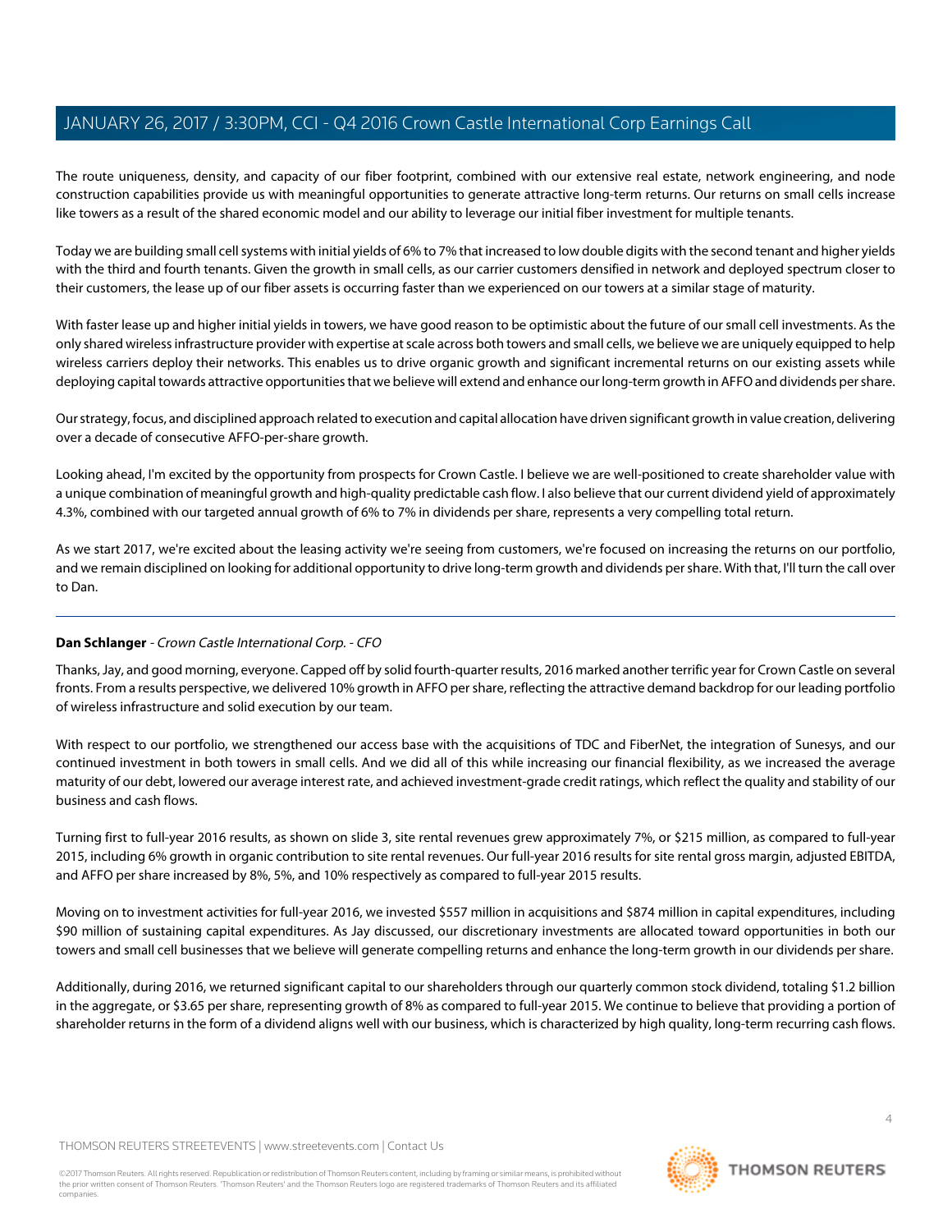The route uniqueness, density, and capacity of our fiber footprint, combined with our extensive real estate, network engineering, and node construction capabilities provide us with meaningful opportunities to generate attractive long-term returns. Our returns on small cells increase like towers as a result of the shared economic model and our ability to leverage our initial fiber investment for multiple tenants.

Today we are building small cell systems with initial yields of 6% to 7% that increased to low double digits with the second tenant and higher yields with the third and fourth tenants. Given the growth in small cells, as our carrier customers densified in network and deployed spectrum closer to their customers, the lease up of our fiber assets is occurring faster than we experienced on our towers at a similar stage of maturity.

With faster lease up and higher initial yields in towers, we have good reason to be optimistic about the future of our small cell investments. As the only shared wireless infrastructure provider with expertise at scale across both towers and small cells, we believe we are uniquely equipped to help wireless carriers deploy their networks. This enables us to drive organic growth and significant incremental returns on our existing assets while deploying capital towards attractive opportunities that we believe will extend and enhance our long-term growth in AFFO and dividends per share.

Our strategy, focus, and disciplined approach related to execution and capital allocation have driven significant growth in value creation, delivering over a decade of consecutive AFFO-per-share growth.

Looking ahead, I'm excited by the opportunity from prospects for Crown Castle. I believe we are well-positioned to create shareholder value with a unique combination of meaningful growth and high-quality predictable cash flow. I also believe that our current dividend yield of approximately 4.3%, combined with our targeted annual growth of 6% to 7% in dividends per share, represents a very compelling total return.

As we start 2017, we're excited about the leasing activity we're seeing from customers, we're focused on increasing the returns on our portfolio, and we remain disciplined on looking for additional opportunity to drive long-term growth and dividends per share. With that, I'll turn the call over to Dan.

---

**Dan Schlanger** - *Crown Castle International Corp. - CFO*

Thanks, Jay, and good morning, everyone. Capped off by solid fourth-quarter results, 2016 marked another terrific year for Crown Castle on several fronts. From a results perspective, we delivered 10% growth in AFFO per share, reflecting the attractive demand backdrop for our leading portfolio of wireless infrastructure and solid execution by our team.

With respect to our portfolio, we strengthened our access base with the acquisitions of TDC and FiberNet, the integration of Sunesys, and our continued investment in both towers in small cells. And we did all of this while increasing our financial flexibility, as we increased the average maturity of our debt, lowered our average interest rate, and achieved investment-grade credit ratings, which reflect the quality and stability of our business and cash flows.

Turning first to full-year 2016 results, as shown on slide 3, site rental revenues grew approximately 7%, or $215 million, as compared to full-year 2015, including 6% growth in organic contribution to site rental revenues. Our full-year 2016 results for site rental gross margin, adjusted EBITDA, and AFFO per share increased by 8%, 5%, and 10% respectively as compared to full-year 2015 results.

Moving on to investment activities for full-year 2016, we invested $557 million in acquisitions and $874 million in capital expenditures, including $90 million of sustaining capital expenditures. As Jay discussed, our discretionary investments are allocated toward opportunities in both our towers and small cells businesses that we believe will generate compelling returns and enhance the long-term growth in our dividends per share.

Additionally, during 2016, we returned significant capital to our shareholders through our quarterly common stock dividend, totaling $1.2 billion in the aggregate, or $3.65 per share, representing growth of 8% as compared to full-year 2015. We continue to believe that providing a portion of shareholder returns in the form of a dividend aligns well with our business, which is characterized by high quality, long-term recurring cash flows.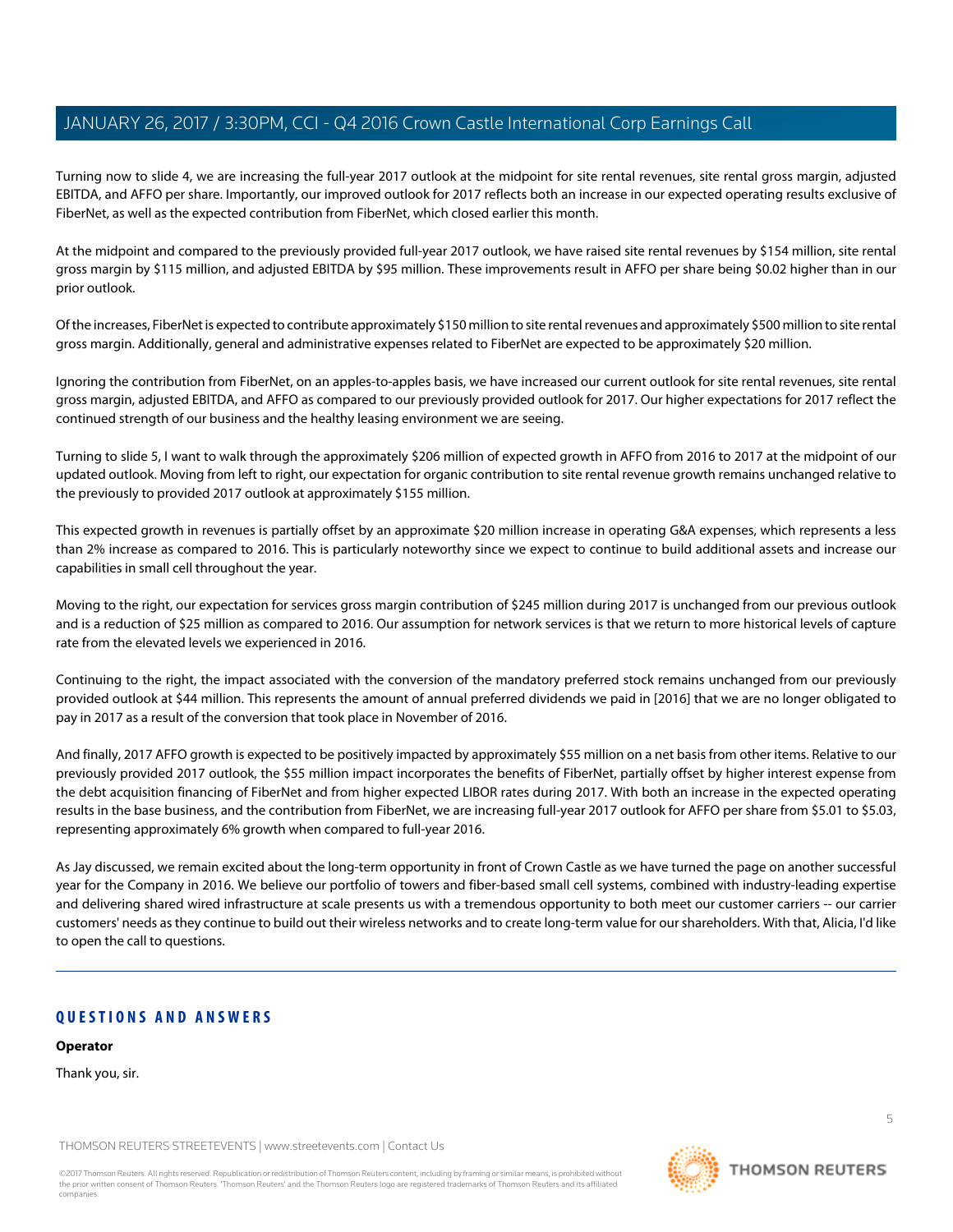Turning now to slide 4, we are increasing the full-year 2017 outlook at the midpoint for site rental revenues, site rental gross margin, adjusted EBITDA, and AFFO per share. Importantly, our improved outlook for 2017 reflects both an increase in our expected operating results exclusive of FiberNet, as well as the expected contribution from FiberNet, which closed earlier this month.

At the midpoint and compared to the previously provided full-year 2017 outlook, we have raised site rental revenues by $154 million, site rental gross margin by $115 million, and adjusted EBITDA by $95 million. These improvements result in AFFO per share being $0.02 higher than in our prior outlook.

Of the increases, FiberNet is expected to contribute approximately $150 million to site rental revenues and approximately $500 million to site rental gross margin. Additionally, general and administrative expenses related to FiberNet are expected to be approximately $20 million.

Ignoring the contribution from FiberNet, on an apples-to-apples basis, we have increased our current outlook for site rental revenues, site rental gross margin, adjusted EBITDA, and AFFO as compared to our previously provided outlook for 2017. Our higher expectations for 2017 reflect the continued strength of our business and the healthy leasing environment we are seeing.

Turning to slide 5, I want to walk through the approximately $206 million of expected growth in AFFO from 2016 to 2017 at the midpoint of our updated outlook. Moving from left to right, our expectation for organic contribution to site rental revenue growth remains unchanged relative to the previously to provided 2017 outlook at approximately $155 million.

This expected growth in revenues is partially offset by an approximate $20 million increase in operating G&A expenses, which represents a less than 2% increase as compared to 2016. This is particularly noteworthy since we expect to continue to build additional assets and increase our capabilities in small cell throughout the year.

Moving to the right, our expectation for services gross margin contribution of $245 million during 2017 is unchanged from our previous outlook and is a reduction of $25 million as compared to 2016. Our assumption for network services is that we return to more historical levels of capture rate from the elevated levels we experienced in 2016.

Continuing to the right, the impact associated with the conversion of the mandatory preferred stock remains unchanged from our previously provided outlook at $44 million. This represents the amount of annual preferred dividends we paid in [2016] that we are no longer obligated to pay in 2017 as a result of the conversion that took place in November of 2016.

And finally, 2017 AFFO growth is expected to be positively impacted by approximately $55 million on a net basis from other items. Relative to our previously provided 2017 outlook, the $55 million impact incorporates the benefits of FiberNet, partially offset by higher interest expense from the debt acquisition financing of FiberNet and from higher expected LIBOR rates during 2017. With both an increase in the expected operating results in the base business, and the contribution from FiberNet, we are increasing full-year 2017 outlook for AFFO per share from $5.01 to $5.03, representing approximately 6% growth when compared to full-year 2016.

As Jay discussed, we remain excited about the long-term opportunity in front of Crown Castle as we have turned the page on another successful year for the Company in 2016. We believe our portfolio of towers and fiber-based small cell systems, combined with industry-leading expertise and delivering shared wired infrastructure at scale presents us with a tremendous opportunity to both meet our customer carriers -- our carrier customers' needs as they continue to build out their wireless networks and to create long-term value for our shareholders. With that, Alicia, I'd like to open the call to questions.

## QUESTIONS AND ANSWERS

**Operator**

Thank you, sir.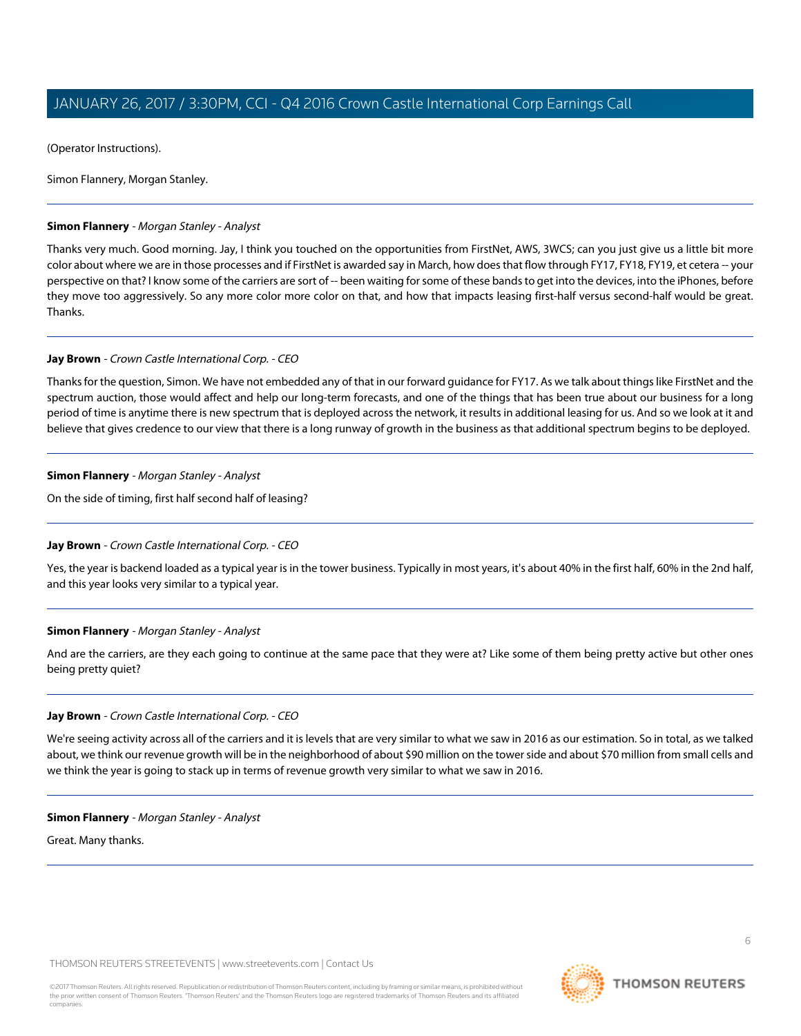(Operator Instructions).

Simon Flannery, Morgan Stanley.

---

**Simon Flannery** - *Morgan Stanley - Analyst*

Thanks very much. Good morning. Jay, I think you touched on the opportunities from FirstNet, AWS, 3WCS; can you just give us a little bit more color about where we are in those processes and if FirstNet is awarded say in March, how does that flow through FY17, FY18, FY19, et cetera -- your perspective on that? I know some of the carriers are sort of -- been waiting for some of these bands to get into the devices, into the iPhones, before they move too aggressively. So any more color more color on that, and how that impacts leasing first-half versus second-half would be great. Thanks.

---

**Jay Brown** - *Crown Castle International Corp. - CEO*

Thanks for the question, Simon. We have not embedded any of that in our forward guidance for FY17. As we talk about things like FirstNet and the spectrum auction, those would affect and help our long-term forecasts, and one of the things that has been true about our business for a long period of time is anytime there is new spectrum that is deployed across the network, it results in additional leasing for us. And so we look at it and believe that gives credence to our view that there is a long runway of growth in the business as that additional spectrum begins to be deployed.

---

**Simon Flannery** - *Morgan Stanley - Analyst*

On the side of timing, first half second half of leasing?

---

**Jay Brown** - *Crown Castle International Corp. - CEO*

Yes, the year is backend loaded as a typical year is in the tower business. Typically in most years, it's about 40% in the first half, 60% in the 2nd half, and this year looks very similar to a typical year.

---

**Simon Flannery** - *Morgan Stanley - Analyst*

And are the carriers, are they each going to continue at the same pace that they were at? Like some of them being pretty active but other ones being pretty quiet?

---

**Jay Brown** - *Crown Castle International Corp. - CEO*

We're seeing activity across all of the carriers and it is levels that are very similar to what we saw in 2016 as our estimation. So in total, as we talked about, we think our revenue growth will be in the neighborhood of about $90 million on the tower side and about $70 million from small cells and we think the year is going to stack up in terms of revenue growth very similar to what we saw in 2016.

---

**Simon Flannery** - *Morgan Stanley - Analyst*

Great. Many thanks.

---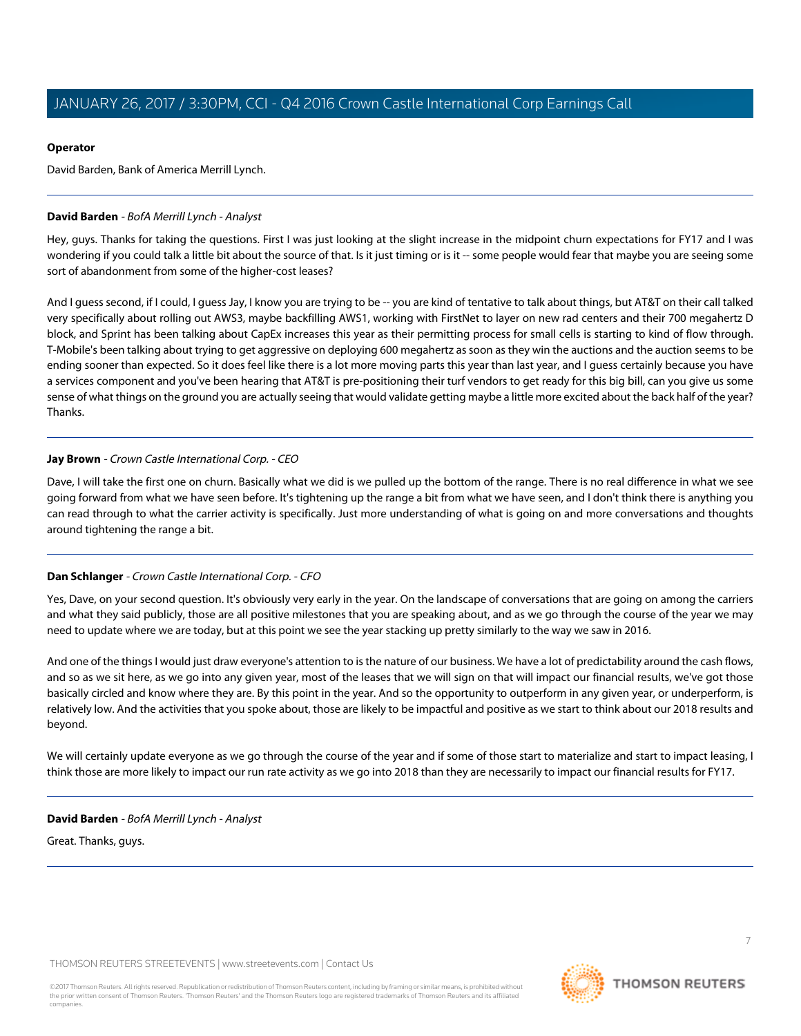**Operator**

David Barden, Bank of America Merrill Lynch.

---

**David Barden** - *BofA Merrill Lynch - Analyst*

Hey, guys. Thanks for taking the questions. First I was just looking at the slight increase in the midpoint churn expectations for FY17 and I was wondering if you could talk a little bit about the source of that. Is it just timing or is it -- some people would fear that maybe you are seeing some sort of abandonment from some of the higher-cost leases?

And I guess second, if I could, I guess Jay, I know you are trying to be -- you are kind of tentative to talk about things, but AT&T on their call talked very specifically about rolling out AWS3, maybe backfilling AWS1, working with FirstNet to layer on new rad centers and their 700 megahertz D block, and Sprint has been talking about CapEx increases this year as their permitting process for small cells is starting to kind of flow through. T-Mobile's been talking about trying to get aggressive on deploying 600 megahertz as soon as they win the auctions and the auction seems to be ending sooner than expected. So it does feel like there is a lot more moving parts this year than last year, and I guess certainly because you have a services component and you've been hearing that AT&T is pre-positioning their turf vendors to get ready for this big bill, can you give us some sense of what things on the ground you are actually seeing that would validate getting maybe a little more excited about the back half of the year? Thanks.

---

**Jay Brown** - *Crown Castle International Corp. - CEO*

Dave, I will take the first one on churn. Basically what we did is we pulled up the bottom of the range. There is no real difference in what we see going forward from what we have seen before. It's tightening up the range a bit from what we have seen, and I don't think there is anything you can read through to what the carrier activity is specifically. Just more understanding of what is going on and more conversations and thoughts around tightening the range a bit.

---

**Dan Schlanger** - *Crown Castle International Corp. - CFO*

Yes, Dave, on your second question. It's obviously very early in the year. On the landscape of conversations that are going on among the carriers and what they said publicly, those are all positive milestones that you are speaking about, and as we go through the course of the year we may need to update where we are today, but at this point we see the year stacking up pretty similarly to the way we saw in 2016.

And one of the things I would just draw everyone's attention to is the nature of our business. We have a lot of predictability around the cash flows, and so as we sit here, as we go into any given year, most of the leases that we will sign on that will impact our financial results, we've got those basically circled and know where they are. By this point in the year. And so the opportunity to outperform in any given year, or underperform, is relatively low. And the activities that you spoke about, those are likely to be impactful and positive as we start to think about our 2018 results and beyond.

We will certainly update everyone as we go through the course of the year and if some of those start to materialize and start to impact leasing, I think those are more likely to impact our run rate activity as we go into 2018 than they are necessarily to impact our financial results for FY17.

---

**David Barden** - *BofA Merrill Lynch - Analyst*

Great. Thanks, guys.

---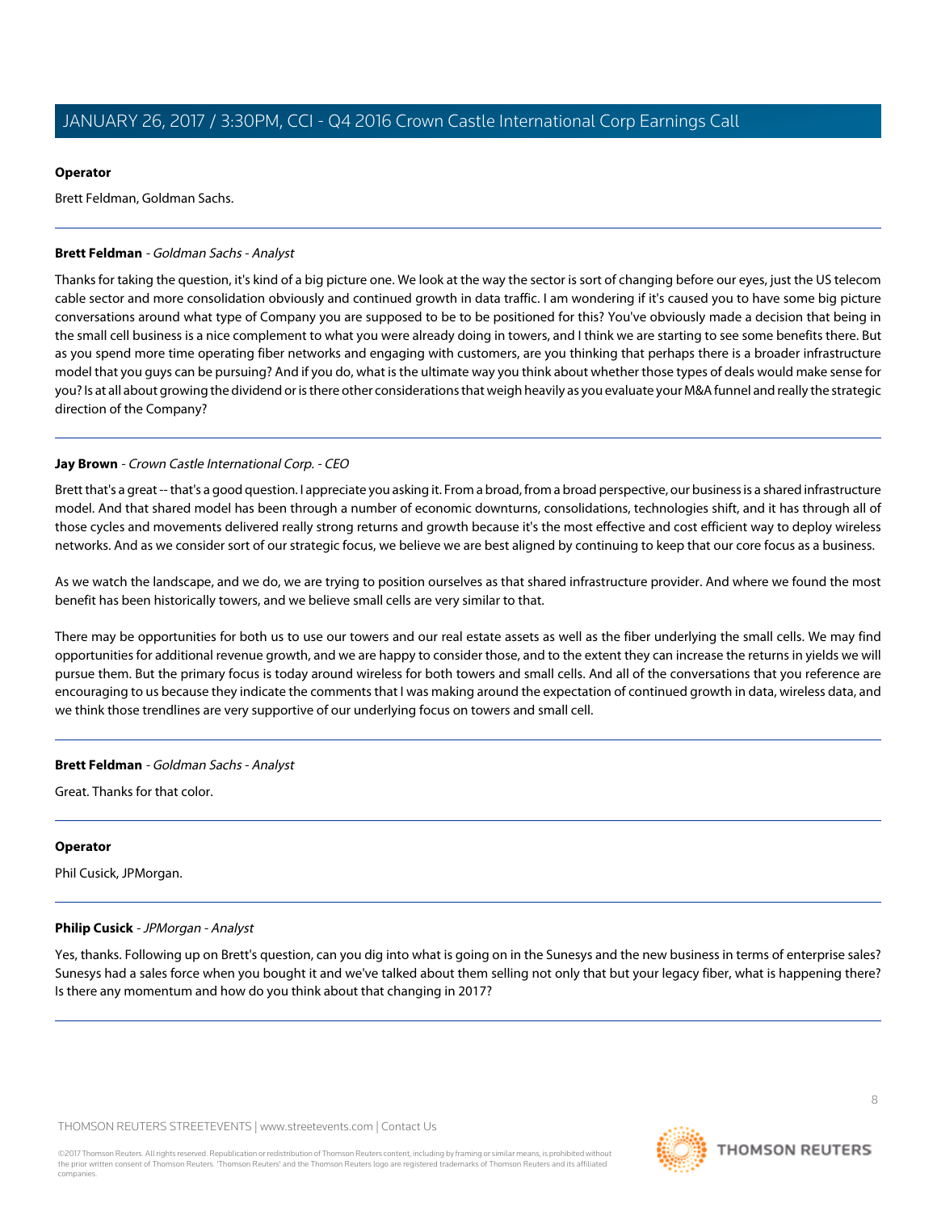**Operator**

Brett Feldman, Goldman Sachs.

---

**Brett Feldman** - *Goldman Sachs - Analyst*

Thanks for taking the question, it's kind of a big picture one. We look at the way the sector is sort of changing before our eyes, just the US telecom cable sector and more consolidation obviously and continued growth in data traffic. I am wondering if it's caused you to have some big picture conversations around what type of Company you are supposed to be to be positioned for this? You've obviously made a decision that being in the small cell business is a nice complement to what you were already doing in towers, and I think we are starting to see some benefits there. But as you spend more time operating fiber networks and engaging with customers, are you thinking that perhaps there is a broader infrastructure model that you guys can be pursuing? And if you do, what is the ultimate way you think about whether those types of deals would make sense for you? Is at all about growing the dividend or is there other considerations that weigh heavily as you evaluate your M&A funnel and really the strategic direction of the Company?

---

**Jay Brown** - *Crown Castle International Corp. - CEO*

Brett that's a great -- that's a good question. I appreciate you asking it. From a broad, from a broad perspective, our business is a shared infrastructure model. And that shared model has been through a number of economic downturns, consolidations, technologies shift, and it has through all of those cycles and movements delivered really strong returns and growth because it's the most effective and cost efficient way to deploy wireless networks. And as we consider sort of our strategic focus, we believe we are best aligned by continuing to keep that our core focus as a business.

As we watch the landscape, and we do, we are trying to position ourselves as that shared infrastructure provider. And where we found the most benefit has been historically towers, and we believe small cells are very similar to that.

There may be opportunities for both us to use our towers and our real estate assets as well as the fiber underlying the small cells. We may find opportunities for additional revenue growth, and we are happy to consider those, and to the extent they can increase the returns in yields we will pursue them. But the primary focus is today around wireless for both towers and small cells. And all of the conversations that you reference are encouraging to us because they indicate the comments that I was making around the expectation of continued growth in data, wireless data, and we think those trendlines are very supportive of our underlying focus on towers and small cell.

---

**Brett Feldman** - *Goldman Sachs - Analyst*

Great. Thanks for that color.

---

**Operator**

Phil Cusick, JPMorgan.

---

**Philip Cusick** - *JPMorgan - Analyst*

Yes, thanks. Following up on Brett's question, can you dig into what is going on in the Sunesys and the new business in terms of enterprise sales? Sunesys had a sales force when you bought it and we've talked about them selling not only that but your legacy fiber, what is happening there? Is there any momentum and how do you think about that changing in 2017?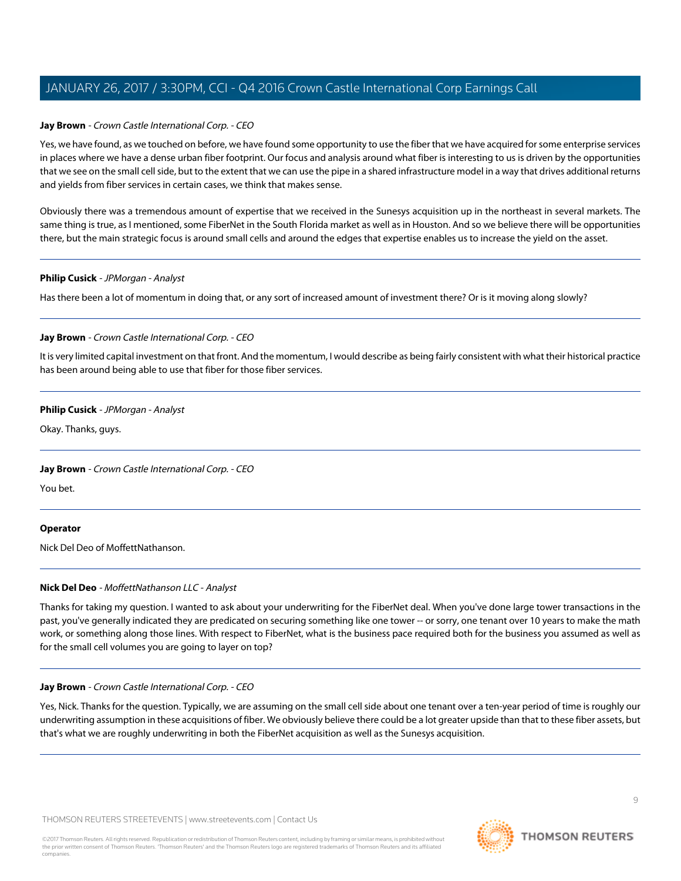**Jay Brown** - *Crown Castle International Corp. - CEO*

Yes, we have found, as we touched on before, we have found some opportunity to use the fiber that we have acquired for some enterprise services in places where we have a dense urban fiber footprint. Our focus and analysis around what fiber is interesting to us is driven by the opportunities that we see on the small cell side, but to the extent that we can use the pipe in a shared infrastructure model in a way that drives additional returns and yields from fiber services in certain cases, we think that makes sense.

Obviously there was a tremendous amount of expertise that we received in the Sunesys acquisition up in the northeast in several markets. The same thing is true, as I mentioned, some FiberNet in the South Florida market as well as in Houston. And so we believe there will be opportunities there, but the main strategic focus is around small cells and around the edges that expertise enables us to increase the yield on the asset.

---

**Philip Cusick** - *JPMorgan - Analyst*

Has there been a lot of momentum in doing that, or any sort of increased amount of investment there? Or is it moving along slowly?

---

**Jay Brown** - *Crown Castle International Corp. - CEO*

It is very limited capital investment on that front. And the momentum, I would describe as being fairly consistent with what their historical practice has been around being able to use that fiber for those fiber services.

---

**Philip Cusick** - *JPMorgan - Analyst*

Okay. Thanks, guys.

---

**Jay Brown** - *Crown Castle International Corp. - CEO*

You bet.

---

**Operator**

Nick Del Deo of MoffettNathanson.

---

**Nick Del Deo** - *MoffettNathanson LLC - Analyst*

Thanks for taking my question. I wanted to ask about your underwriting for the FiberNet deal. When you've done large tower transactions in the past, you've generally indicated they are predicated on securing something like one tower -- or sorry, one tenant over 10 years to make the math work, or something along those lines. With respect to FiberNet, what is the business pace required both for the business you assumed as well as for the small cell volumes you are going to layer on top?

---

**Jay Brown** - *Crown Castle International Corp. - CEO*

Yes, Nick. Thanks for the question. Typically, we are assuming on the small cell side about one tenant over a ten-year period of time is roughly our underwriting assumption in these acquisitions of fiber. We obviously believe there could be a lot greater upside than that to these fiber assets, but that's what we are roughly underwriting in both the FiberNet acquisition as well as the Sunesys acquisition.

---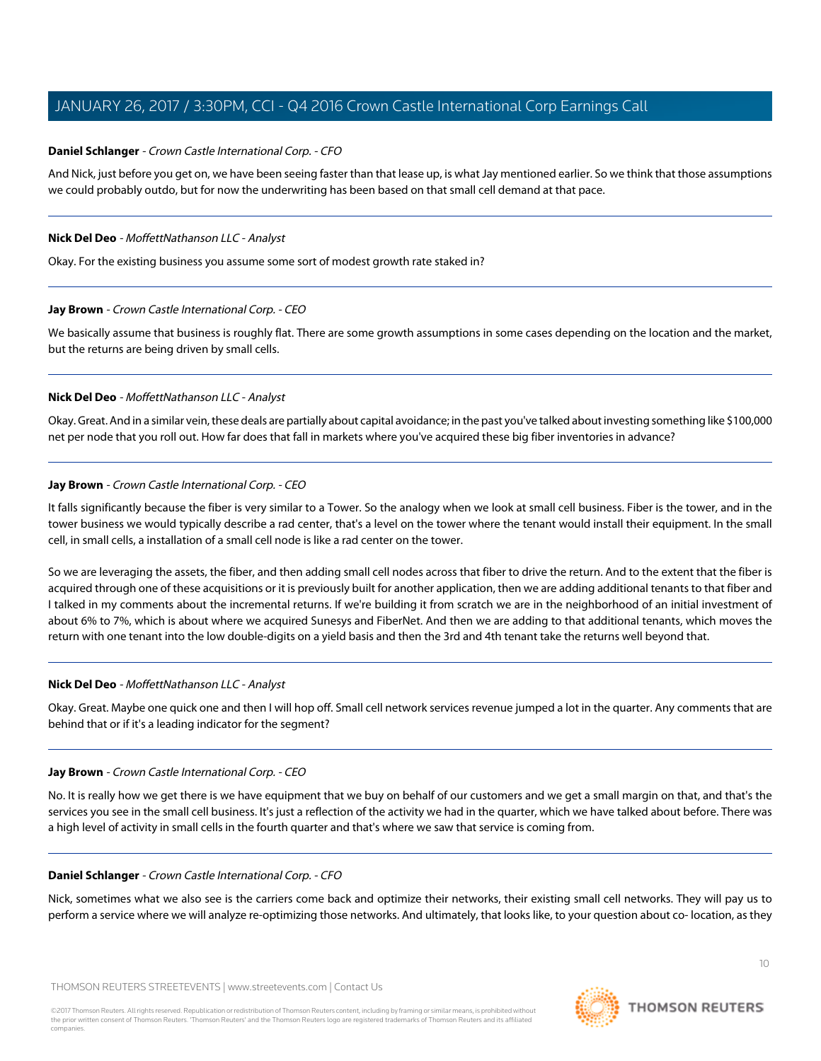**Daniel Schlanger** - *Crown Castle International Corp. - CFO*

And Nick, just before you get on, we have been seeing faster than that lease up, is what Jay mentioned earlier. So we think that those assumptions we could probably outdo, but for now the underwriting has been based on that small cell demand at that pace.

---

**Nick Del Deo** - *MoffettNathanson LLC - Analyst*

Okay. For the existing business you assume some sort of modest growth rate staked in?

---

**Jay Brown** - *Crown Castle International Corp. - CEO*

We basically assume that business is roughly flat. There are some growth assumptions in some cases depending on the location and the market, but the returns are being driven by small cells.

---

**Nick Del Deo** - *MoffettNathanson LLC - Analyst*

Okay. Great. And in a similar vein, these deals are partially about capital avoidance; in the past you've talked about investing something like $100,000 net per node that you roll out. How far does that fall in markets where you've acquired these big fiber inventories in advance?

---

**Jay Brown** - *Crown Castle International Corp. - CEO*

It falls significantly because the fiber is very similar to a Tower. So the analogy when we look at small cell business. Fiber is the tower, and in the tower business we would typically describe a rad center, that's a level on the tower where the tenant would install their equipment. In the small cell, in small cells, a installation of a small cell node is like a rad center on the tower.

So we are leveraging the assets, the fiber, and then adding small cell nodes across that fiber to drive the return. And to the extent that the fiber is acquired through one of these acquisitions or it is previously built for another application, then we are adding additional tenants to that fiber and I talked in my comments about the incremental returns. If we're building it from scratch we are in the neighborhood of an initial investment of about 6% to 7%, which is about where we acquired Sunesys and FiberNet. And then we are adding to that additional tenants, which moves the return with one tenant into the low double-digits on a yield basis and then the 3rd and 4th tenant take the returns well beyond that.

---

**Nick Del Deo** - *MoffettNathanson LLC - Analyst*

Okay. Great. Maybe one quick one and then I will hop off. Small cell network services revenue jumped a lot in the quarter. Any comments that are behind that or if it's a leading indicator for the segment?

---

**Jay Brown** - *Crown Castle International Corp. - CEO*

No. It is really how we get there is we have equipment that we buy on behalf of our customers and we get a small margin on that, and that's the services you see in the small cell business. It's just a reflection of the activity we had in the quarter, which we have talked about before. There was a high level of activity in small cells in the fourth quarter and that's where we saw that service is coming from.

---

**Daniel Schlanger** - *Crown Castle International Corp. - CFO*

Nick, sometimes what we also see is the carriers come back and optimize their networks, their existing small cell networks. They will pay us to perform a service where we will analyze re-optimizing those networks. And ultimately, that looks like, to your question about co- location, as they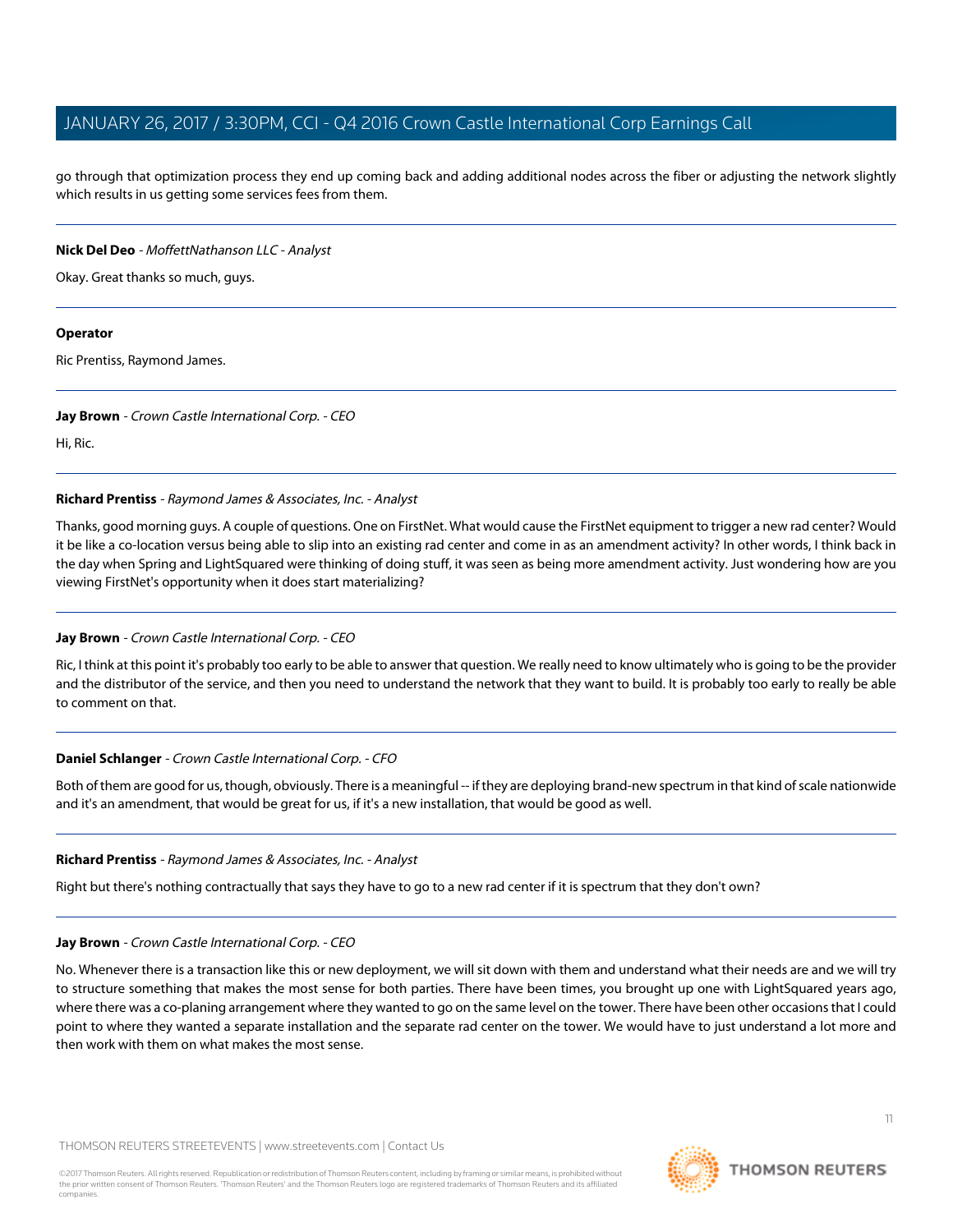go through that optimization process they end up coming back and adding additional nodes across the fiber or adjusting the network slightly which results in us getting some services fees from them.

---

**Nick Del Deo** - *MoffettNathanson LLC - Analyst*

Okay. Great thanks so much, guys.

---

**Operator**

Ric Prentiss, Raymond James.

---

**Jay Brown** - *Crown Castle International Corp. - CEO*

Hi, Ric.

---

**Richard Prentiss** - *Raymond James & Associates, Inc. - Analyst*

Thanks, good morning guys. A couple of questions. One on FirstNet. What would cause the FirstNet equipment to trigger a new rad center? Would it be like a co-location versus being able to slip into an existing rad center and come in as an amendment activity? In other words, I think back in the day when Spring and LightSquared were thinking of doing stuff, it was seen as being more amendment activity. Just wondering how are you viewing FirstNet's opportunity when it does start materializing?

---

**Jay Brown** - *Crown Castle International Corp. - CEO*

Ric, I think at this point it's probably too early to be able to answer that question. We really need to know ultimately who is going to be the provider and the distributor of the service, and then you need to understand the network that they want to build. It is probably too early to really be able to comment on that.

---

**Daniel Schlanger** - *Crown Castle International Corp. - CFO*

Both of them are good for us, though, obviously. There is a meaningful -- if they are deploying brand-new spectrum in that kind of scale nationwide and it's an amendment, that would be great for us, if it's a new installation, that would be good as well.

---

**Richard Prentiss** - *Raymond James & Associates, Inc. - Analyst*

Right but there's nothing contractually that says they have to go to a new rad center if it is spectrum that they don't own?

---

**Jay Brown** - *Crown Castle International Corp. - CEO*

No. Whenever there is a transaction like this or new deployment, we will sit down with them and understand what their needs are and we will try to structure something that makes the most sense for both parties. There have been times, you brought up one with LightSquared years ago, where there was a co-planing arrangement where they wanted to go on the same level on the tower. There have been other occasions that I could point to where they wanted a separate installation and the separate rad center on the tower. We would have to just understand a lot more and then work with them on what makes the most sense.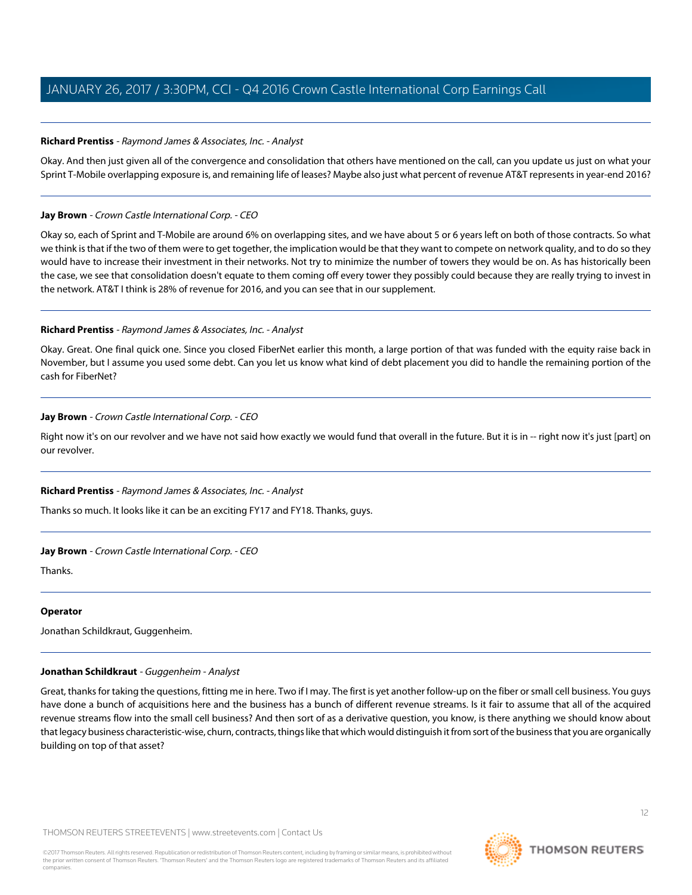**Richard Prentiss** - *Raymond James & Associates, Inc. - Analyst*

Okay. And then just given all of the convergence and consolidation that others have mentioned on the call, can you update us just on what your Sprint T-Mobile overlapping exposure is, and remaining life of leases? Maybe also just what percent of revenue AT&T represents in year-end 2016?

---

**Jay Brown** - *Crown Castle International Corp. - CEO*

Okay so, each of Sprint and T-Mobile are around 6% on overlapping sites, and we have about 5 or 6 years left on both of those contracts. So what we think is that if the two of them were to get together, the implication would be that they want to compete on network quality, and to do so they would have to increase their investment in their networks. Not try to minimize the number of towers they would be on. As has historically been the case, we see that consolidation doesn't equate to them coming off every tower they possibly could because they are really trying to invest in the network. AT&T I think is 28% of revenue for 2016, and you can see that in our supplement.

---

**Richard Prentiss** - *Raymond James & Associates, Inc. - Analyst*

Okay. Great. One final quick one. Since you closed FiberNet earlier this month, a large portion of that was funded with the equity raise back in November, but I assume you used some debt. Can you let us know what kind of debt placement you did to handle the remaining portion of the cash for FiberNet?

---

**Jay Brown** - *Crown Castle International Corp. - CEO*

Right now it's on our revolver and we have not said how exactly we would fund that overall in the future. But it is in -- right now it's just [part] on our revolver.

---

**Richard Prentiss** - *Raymond James & Associates, Inc. - Analyst*

Thanks so much. It looks like it can be an exciting FY17 and FY18. Thanks, guys.

---

**Jay Brown** - *Crown Castle International Corp. - CEO*

Thanks.

---

**Operator**

Jonathan Schildkraut, Guggenheim.

---

**Jonathan Schildkraut** - *Guggenheim - Analyst*

Great, thanks for taking the questions, fitting me in here. Two if I may. The first is yet another follow-up on the fiber or small cell business. You guys have done a bunch of acquisitions here and the business has a bunch of different revenue streams. Is it fair to assume that all of the acquired revenue streams flow into the small cell business? And then sort of as a derivative question, you know, is there anything we should know about that legacy business characteristic-wise, churn, contracts, things like that which would distinguish it from sort of the business that you are organically building on top of that asset?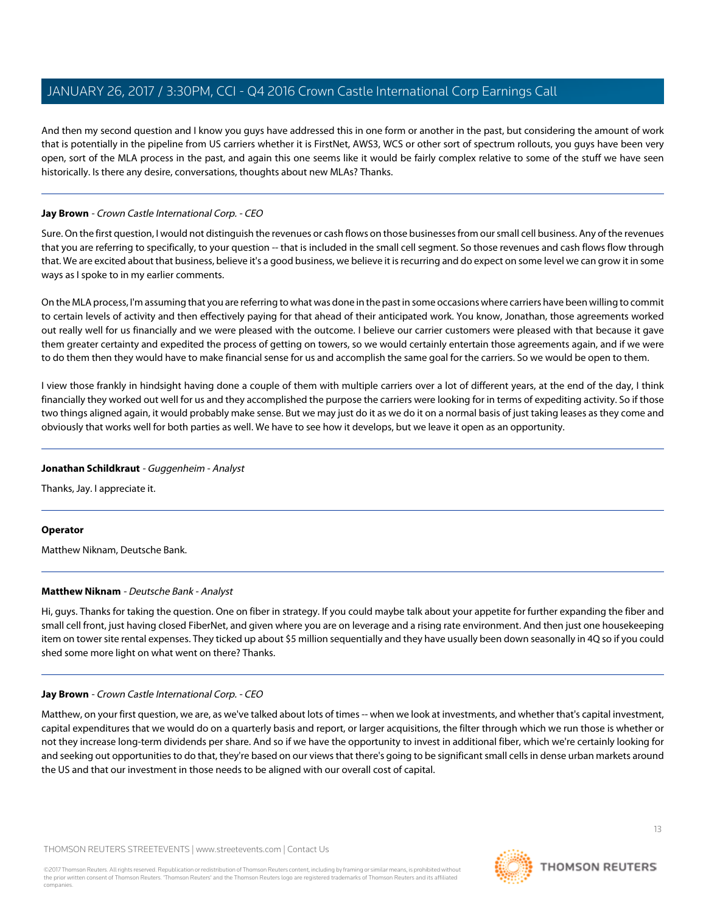And then my second question and I know you guys have addressed this in one form or another in the past, but considering the amount of work that is potentially in the pipeline from US carriers whether it is FirstNet, AWS3, WCS or other sort of spectrum rollouts, you guys have been very open, sort of the MLA process in the past, and again this one seems like it would be fairly complex relative to some of the stuff we have seen historically. Is there any desire, conversations, thoughts about new MLAs? Thanks.

---

**Jay Brown** - *Crown Castle International Corp. - CEO*

Sure. On the first question, I would not distinguish the revenues or cash flows on those businesses from our small cell business. Any of the revenues that you are referring to specifically, to your question -- that is included in the small cell segment. So those revenues and cash flows flow through that. We are excited about that business, believe it's a good business, we believe it is recurring and do expect on some level we can grow it in some ways as I spoke to in my earlier comments.

On the MLA process, I'm assuming that you are referring to what was done in the past in some occasions where carriers have been willing to commit to certain levels of activity and then effectively paying for that ahead of their anticipated work. You know, Jonathan, those agreements worked out really well for us financially and we were pleased with the outcome. I believe our carrier customers were pleased with that because it gave them greater certainty and expedited the process of getting on towers, so we would certainly entertain those agreements again, and if we were to do them then they would have to make financial sense for us and accomplish the same goal for the carriers. So we would be open to them.

I view those frankly in hindsight having done a couple of them with multiple carriers over a lot of different years, at the end of the day, I think financially they worked out well for us and they accomplished the purpose the carriers were looking for in terms of expediting activity. So if those two things aligned again, it would probably make sense. But we may just do it as we do it on a normal basis of just taking leases as they come and obviously that works well for both parties as well. We have to see how it develops, but we leave it open as an opportunity.

---

**Jonathan Schildkraut** - *Guggenheim - Analyst*

Thanks, Jay. I appreciate it.

---

**Operator**

Matthew Niknam, Deutsche Bank.

---

**Matthew Niknam** - *Deutsche Bank - Analyst*

Hi, guys. Thanks for taking the question. One on fiber in strategy. If you could maybe talk about your appetite for further expanding the fiber and small cell front, just having closed FiberNet, and given where you are on leverage and a rising rate environment. And then just one housekeeping item on tower site rental expenses. They ticked up about $5 million sequentially and they have usually been down seasonally in 4Q so if you could shed some more light on what went on there? Thanks.

---

**Jay Brown** - *Crown Castle International Corp. - CEO*

Matthew, on your first question, we are, as we've talked about lots of times -- when we look at investments, and whether that's capital investment, capital expenditures that we would do on a quarterly basis and report, or larger acquisitions, the filter through which we run those is whether or not they increase long-term dividends per share. And so if we have the opportunity to invest in additional fiber, which we're certainly looking for and seeking out opportunities to do that, they're based on our views that there's going to be significant small cells in dense urban markets around the US and that our investment in those needs to be aligned with our overall cost of capital.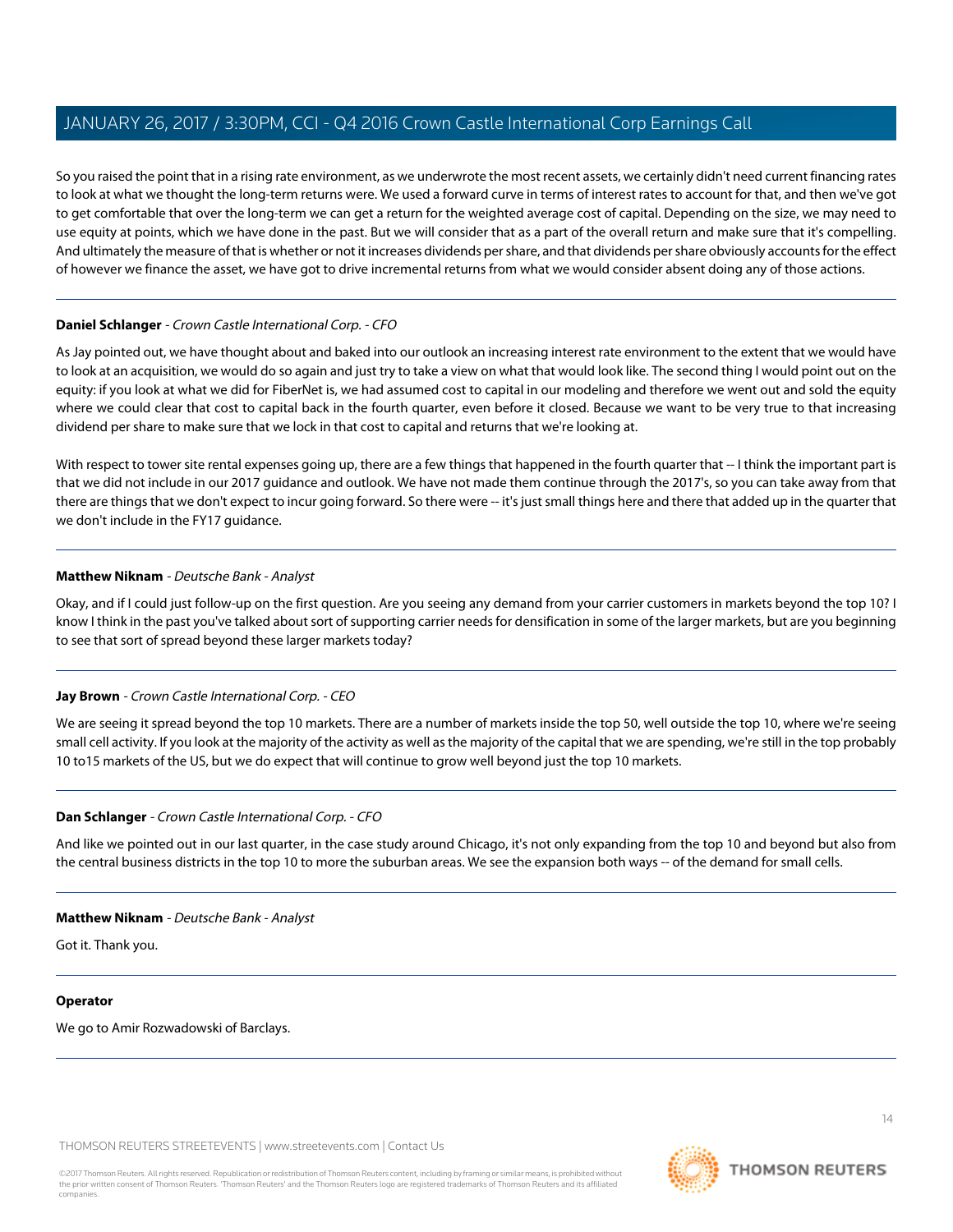So you raised the point that in a rising rate environment, as we underwrote the most recent assets, we certainly didn't need current financing rates to look at what we thought the long-term returns were. We used a forward curve in terms of interest rates to account for that, and then we've got to get comfortable that over the long-term we can get a return for the weighted average cost of capital. Depending on the size, we may need to use equity at points, which we have done in the past. But we will consider that as a part of the overall return and make sure that it's compelling. And ultimately the measure of that is whether or not it increases dividends per share, and that dividends per share obviously accounts for the effect of however we finance the asset, we have got to drive incremental returns from what we would consider absent doing any of those actions.

---

**Daniel Schlanger** - *Crown Castle International Corp. - CFO*

As Jay pointed out, we have thought about and baked into our outlook an increasing interest rate environment to the extent that we would have to look at an acquisition, we would do so again and just try to take a view on what that would look like. The second thing I would point out on the equity: if you look at what we did for FiberNet is, we had assumed cost to capital in our modeling and therefore we went out and sold the equity where we could clear that cost to capital back in the fourth quarter, even before it closed. Because we want to be very true to that increasing dividend per share to make sure that we lock in that cost to capital and returns that we're looking at.

With respect to tower site rental expenses going up, there are a few things that happened in the fourth quarter that -- I think the important part is that we did not include in our 2017 guidance and outlook. We have not made them continue through the 2017's, so you can take away from that there are things that we don't expect to incur going forward. So there were -- it's just small things here and there that added up in the quarter that we don't include in the FY17 guidance.

---

**Matthew Niknam** - *Deutsche Bank - Analyst*

Okay, and if I could just follow-up on the first question. Are you seeing any demand from your carrier customers in markets beyond the top 10? I know I think in the past you've talked about sort of supporting carrier needs for densification in some of the larger markets, but are you beginning to see that sort of spread beyond these larger markets today?

---

**Jay Brown** - *Crown Castle International Corp. - CEO*

We are seeing it spread beyond the top 10 markets. There are a number of markets inside the top 50, well outside the top 10, where we're seeing small cell activity. If you look at the majority of the activity as well as the majority of the capital that we are spending, we're still in the top probably 10 to15 markets of the US, but we do expect that will continue to grow well beyond just the top 10 markets.

---

**Dan Schlanger** - *Crown Castle International Corp. - CFO*

And like we pointed out in our last quarter, in the case study around Chicago, it's not only expanding from the top 10 and beyond but also from the central business districts in the top 10 to more the suburban areas. We see the expansion both ways -- of the demand for small cells.

---

**Matthew Niknam** - *Deutsche Bank - Analyst*

Got it. Thank you.

---

**Operator**

We go to Amir Rozwadowski of Barclays.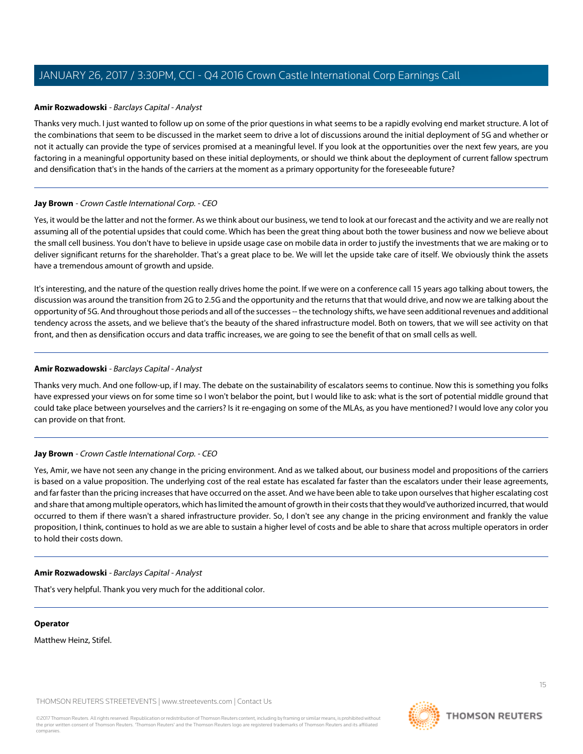**Amir Rozwadowski** - *Barclays Capital - Analyst*

Thanks very much. I just wanted to follow up on some of the prior questions in what seems to be a rapidly evolving end market structure. A lot of the combinations that seem to be discussed in the market seem to drive a lot of discussions around the initial deployment of 5G and whether or not it actually can provide the type of services promised at a meaningful level. If you look at the opportunities over the next few years, are you factoring in a meaningful opportunity based on these initial deployments, or should we think about the deployment of current fallow spectrum and densification that's in the hands of the carriers at the moment as a primary opportunity for the foreseeable future?

---

**Jay Brown** - *Crown Castle International Corp. - CEO*

Yes, it would be the latter and not the former. As we think about our business, we tend to look at our forecast and the activity and we are really not assuming all of the potential upsides that could come. Which has been the great thing about both the tower business and now we believe about the small cell business. You don't have to believe in upside usage case on mobile data in order to justify the investments that we are making or to deliver significant returns for the shareholder. That's a great place to be. We will let the upside take care of itself. We obviously think the assets have a tremendous amount of growth and upside.

It's interesting, and the nature of the question really drives home the point. If we were on a conference call 15 years ago talking about towers, the discussion was around the transition from 2G to 2.5G and the opportunity and the returns that that would drive, and now we are talking about the opportunity of 5G. And throughout those periods and all of the successes -- the technology shifts, we have seen additional revenues and additional tendency across the assets, and we believe that's the beauty of the shared infrastructure model. Both on towers, that we will see activity on that front, and then as densification occurs and data traffic increases, we are going to see the benefit of that on small cells as well.

---

**Amir Rozwadowski** - *Barclays Capital - Analyst*

Thanks very much. And one follow-up, if I may. The debate on the sustainability of escalators seems to continue. Now this is something you folks have expressed your views on for some time so I won't belabor the point, but I would like to ask: what is the sort of potential middle ground that could take place between yourselves and the carriers? Is it re-engaging on some of the MLAs, as you have mentioned? I would love any color you can provide on that front.

---

**Jay Brown** - *Crown Castle International Corp. - CEO*

Yes, Amir, we have not seen any change in the pricing environment. And as we talked about, our business model and propositions of the carriers is based on a value proposition. The underlying cost of the real estate has escalated far faster than the escalators under their lease agreements, and far faster than the pricing increases that have occurred on the asset. And we have been able to take upon ourselves that higher escalating cost and share that among multiple operators, which has limited the amount of growth in their costs that they would've authorized incurred, that would occurred to them if there wasn't a shared infrastructure provider. So, I don't see any change in the pricing environment and frankly the value proposition, I think, continues to hold as we are able to sustain a higher level of costs and be able to share that across multiple operators in order to hold their costs down.

---

**Amir Rozwadowski** - *Barclays Capital - Analyst*

That's very helpful. Thank you very much for the additional color.

---

**Operator**

Matthew Heinz, Stifel.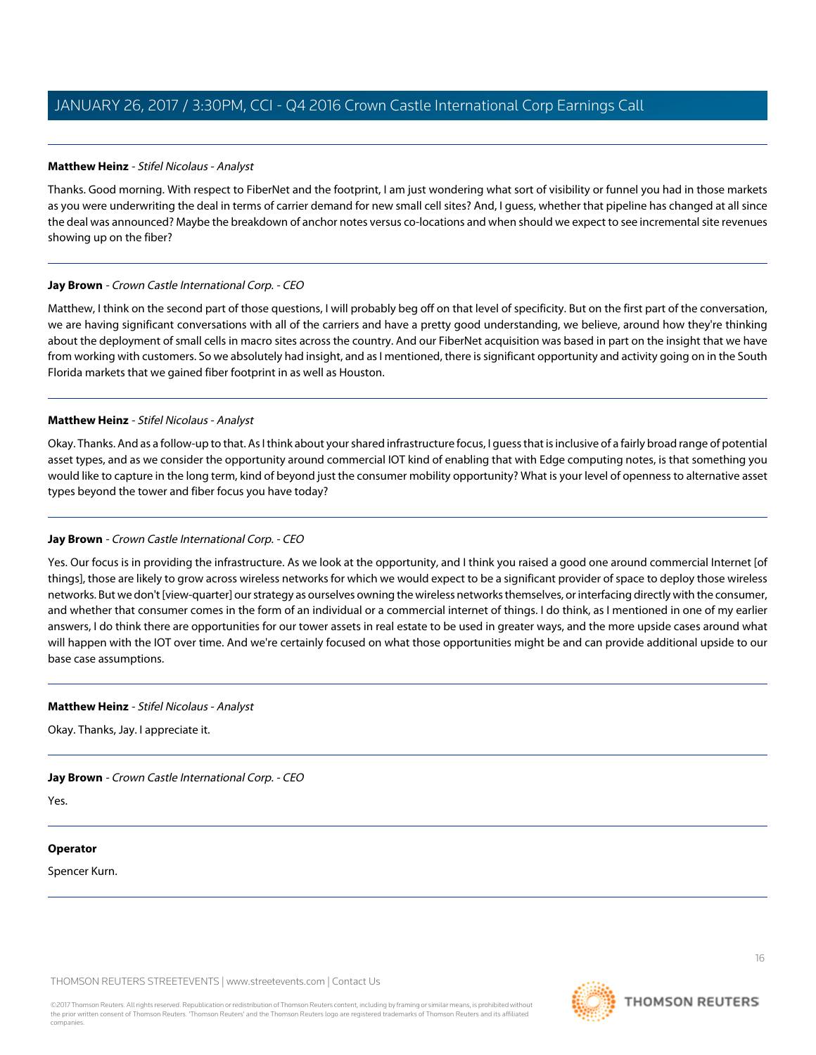**Matthew Heinz** - *Stifel Nicolaus - Analyst*

Thanks. Good morning. With respect to FiberNet and the footprint, I am just wondering what sort of visibility or funnel you had in those markets as you were underwriting the deal in terms of carrier demand for new small cell sites? And, I guess, whether that pipeline has changed at all since the deal was announced? Maybe the breakdown of anchor notes versus co-locations and when should we expect to see incremental site revenues showing up on the fiber?

**Jay Brown** - *Crown Castle International Corp. - CEO*

Matthew, I think on the second part of those questions, I will probably beg off on that level of specificity. But on the first part of the conversation, we are having significant conversations with all of the carriers and have a pretty good understanding, we believe, around how they're thinking about the deployment of small cells in macro sites across the country. And our FiberNet acquisition was based in part on the insight that we have from working with customers. So we absolutely had insight, and as I mentioned, there is significant opportunity and activity going on in the South Florida markets that we gained fiber footprint in as well as Houston.

**Matthew Heinz** - *Stifel Nicolaus - Analyst*

Okay. Thanks. And as a follow-up to that. As I think about your shared infrastructure focus, I guess that is inclusive of a fairly broad range of potential asset types, and as we consider the opportunity around commercial IOT kind of enabling that with Edge computing notes, is that something you would like to capture in the long term, kind of beyond just the consumer mobility opportunity? What is your level of openness to alternative asset types beyond the tower and fiber focus you have today?

**Jay Brown** - *Crown Castle International Corp. - CEO*

Yes. Our focus is in providing the infrastructure. As we look at the opportunity, and I think you raised a good one around commercial Internet [of things], those are likely to grow across wireless networks for which we would expect to be a significant provider of space to deploy those wireless networks. But we don't [view-quarter] our strategy as ourselves owning the wireless networks themselves, or interfacing directly with the consumer, and whether that consumer comes in the form of an individual or a commercial internet of things. I do think, as I mentioned in one of my earlier answers, I do think there are opportunities for our tower assets in real estate to be used in greater ways, and the more upside cases around what will happen with the IOT over time. And we're certainly focused on what those opportunities might be and can provide additional upside to our base case assumptions.

**Matthew Heinz** - *Stifel Nicolaus - Analyst*

Okay. Thanks, Jay. I appreciate it.

**Jay Brown** - *Crown Castle International Corp. - CEO*

Yes.

**Operator**

Spencer Kurn.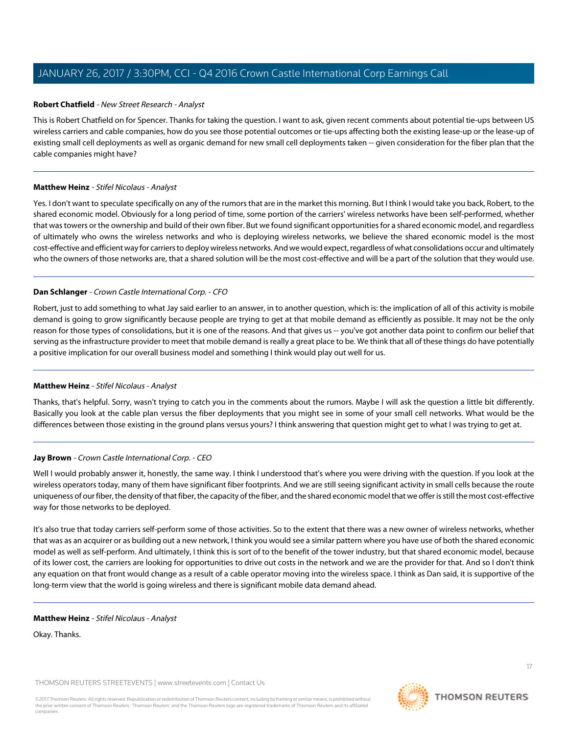**Robert Chatfield** - *New Street Research - Analyst*

This is Robert Chatfield on for Spencer. Thanks for taking the question. I want to ask, given recent comments about potential tie-ups between US wireless carriers and cable companies, how do you see those potential outcomes or tie-ups affecting both the existing lease-up or the lease-up of existing small cell deployments as well as organic demand for new small cell deployments taken -- given consideration for the fiber plan that the cable companies might have?

---

**Matthew Heinz** - *Stifel Nicolaus - Analyst*

Yes. I don't want to speculate specifically on any of the rumors that are in the market this morning. But I think I would take you back, Robert, to the shared economic model. Obviously for a long period of time, some portion of the carriers' wireless networks have been self-performed, whether that was towers or the ownership and build of their own fiber. But we found significant opportunities for a shared economic model, and regardless of ultimately who owns the wireless networks and who is deploying wireless networks, we believe the shared economic model is the most cost-effective and efficient way for carriers to deploy wireless networks. And we would expect, regardless of what consolidations occur and ultimately who the owners of those networks are, that a shared solution will be the most cost-effective and will be a part of the solution that they would use.

---

**Dan Schlanger** - *Crown Castle International Corp. - CFO*

Robert, just to add something to what Jay said earlier to an answer, in to another question, which is: the implication of all of this activity is mobile demand is going to grow significantly because people are trying to get at that mobile demand as efficiently as possible. It may not be the only reason for those types of consolidations, but it is one of the reasons. And that gives us -- you've got another data point to confirm our belief that serving as the infrastructure provider to meet that mobile demand is really a great place to be. We think that all of these things do have potentially a positive implication for our overall business model and something I think would play out well for us.

---

**Matthew Heinz** - *Stifel Nicolaus - Analyst*

Thanks, that's helpful. Sorry, wasn't trying to catch you in the comments about the rumors. Maybe I will ask the question a little bit differently. Basically you look at the cable plan versus the fiber deployments that you might see in some of your small cell networks. What would be the differences between those existing in the ground plans versus yours? I think answering that question might get to what I was trying to get at.

---

**Jay Brown** - *Crown Castle International Corp. - CEO*

Well I would probably answer it, honestly, the same way. I think I understood that's where you were driving with the question. If you look at the wireless operators today, many of them have significant fiber footprints. And we are still seeing significant activity in small cells because the route uniqueness of our fiber, the density of that fiber, the capacity of the fiber, and the shared economic model that we offer is still the most cost-effective way for those networks to be deployed.

It's also true that today carriers self-perform some of those activities. So to the extent that there was a new owner of wireless networks, whether that was as an acquirer or as building out a new network, I think you would see a similar pattern where you have use of both the shared economic model as well as self-perform. And ultimately, I think this is sort of to the benefit of the tower industry, but that shared economic model, because of its lower cost, the carriers are looking for opportunities to drive out costs in the network and we are the provider for that. And so I don't think any equation on that front would change as a result of a cable operator moving into the wireless space. I think as Dan said, it is supportive of the long-term view that the world is going wireless and there is significant mobile data demand ahead.

---

**Matthew Heinz** - *Stifel Nicolaus - Analyst*

Okay. Thanks.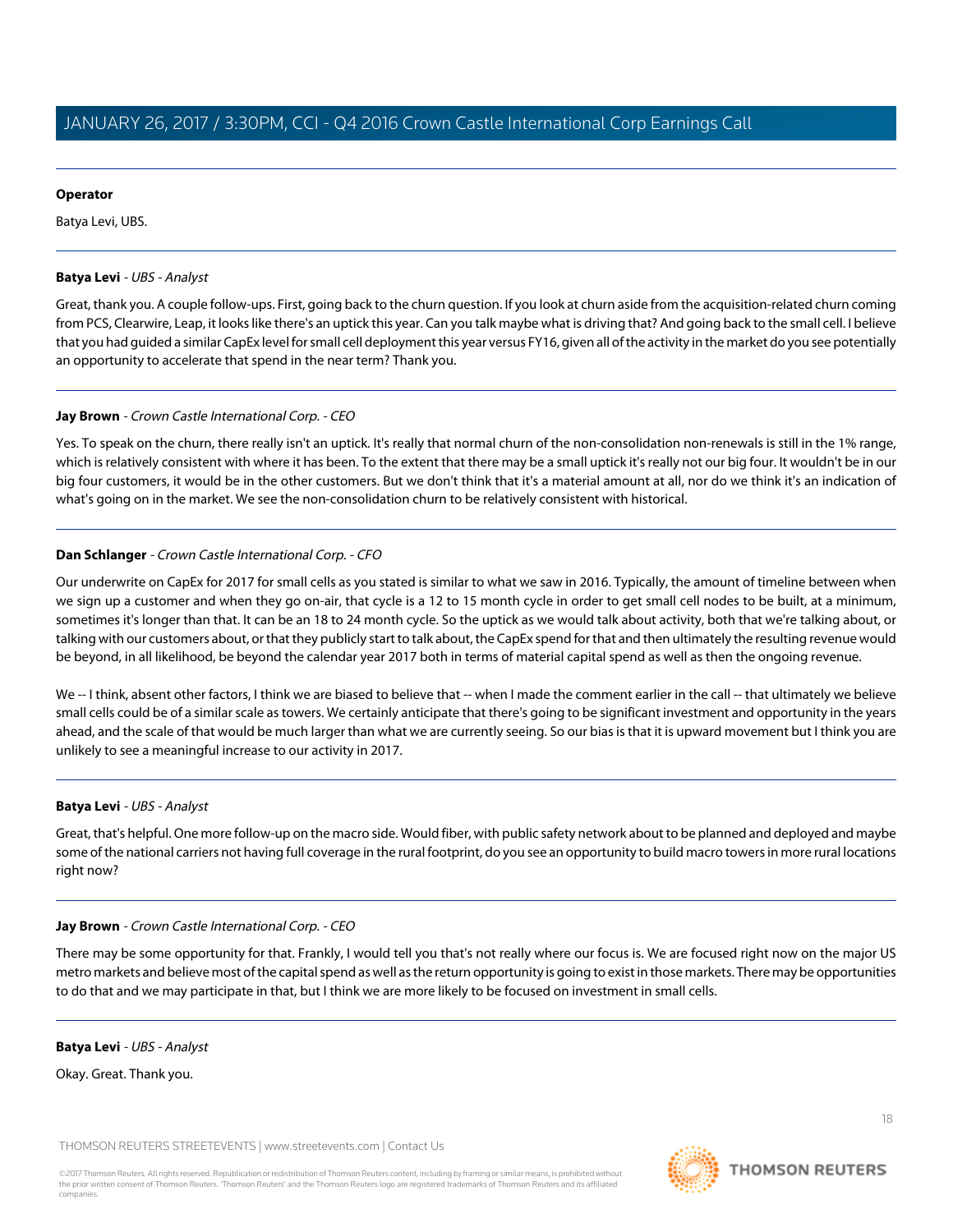**Operator**

Batya Levi, UBS.

---

**Batya Levi** - *UBS - Analyst*

Great, thank you. A couple follow-ups. First, going back to the churn question. If you look at churn aside from the acquisition-related churn coming from PCS, Clearwire, Leap, it looks like there's an uptick this year. Can you talk maybe what is driving that? And going back to the small cell. I believe that you had guided a similar CapEx level for small cell deployment this year versus FY16, given all of the activity in the market do you see potentially an opportunity to accelerate that spend in the near term? Thank you.

---

**Jay Brown** - *Crown Castle International Corp. - CEO*

Yes. To speak on the churn, there really isn't an uptick. It's really that normal churn of the non-consolidation non-renewals is still in the 1% range, which is relatively consistent with where it has been. To the extent that there may be a small uptick it's really not our big four. It wouldn't be in our big four customers, it would be in the other customers. But we don't think that it's a material amount at all, nor do we think it's an indication of what's going on in the market. We see the non-consolidation churn to be relatively consistent with historical.

---

**Dan Schlanger** - *Crown Castle International Corp. - CFO*

Our underwrite on CapEx for 2017 for small cells as you stated is similar to what we saw in 2016. Typically, the amount of timeline between when we sign up a customer and when they go on-air, that cycle is a 12 to 15 month cycle in order to get small cell nodes to be built, at a minimum, sometimes it's longer than that. It can be an 18 to 24 month cycle. So the uptick as we would talk about activity, both that we're talking about, or talking with our customers about, or that they publicly start to talk about, the CapEx spend for that and then ultimately the resulting revenue would be beyond, in all likelihood, be beyond the calendar year 2017 both in terms of material capital spend as well as then the ongoing revenue.

We -- I think, absent other factors, I think we are biased to believe that -- when I made the comment earlier in the call -- that ultimately we believe small cells could be of a similar scale as towers. We certainly anticipate that there's going to be significant investment and opportunity in the years ahead, and the scale of that would be much larger than what we are currently seeing. So our bias is that it is upward movement but I think you are unlikely to see a meaningful increase to our activity in 2017.

---

**Batya Levi** - *UBS - Analyst*

Great, that's helpful. One more follow-up on the macro side. Would fiber, with public safety network about to be planned and deployed and maybe some of the national carriers not having full coverage in the rural footprint, do you see an opportunity to build macro towers in more rural locations right now?

---

**Jay Brown** - *Crown Castle International Corp. - CEO*

There may be some opportunity for that. Frankly, I would tell you that's not really where our focus is. We are focused right now on the major US metro markets and believe most of the capital spend as well as the return opportunity is going to exist in those markets. There may be opportunities to do that and we may participate in that, but I think we are more likely to be focused on investment in small cells.

---

**Batya Levi** - *UBS - Analyst*

Okay. Great. Thank you.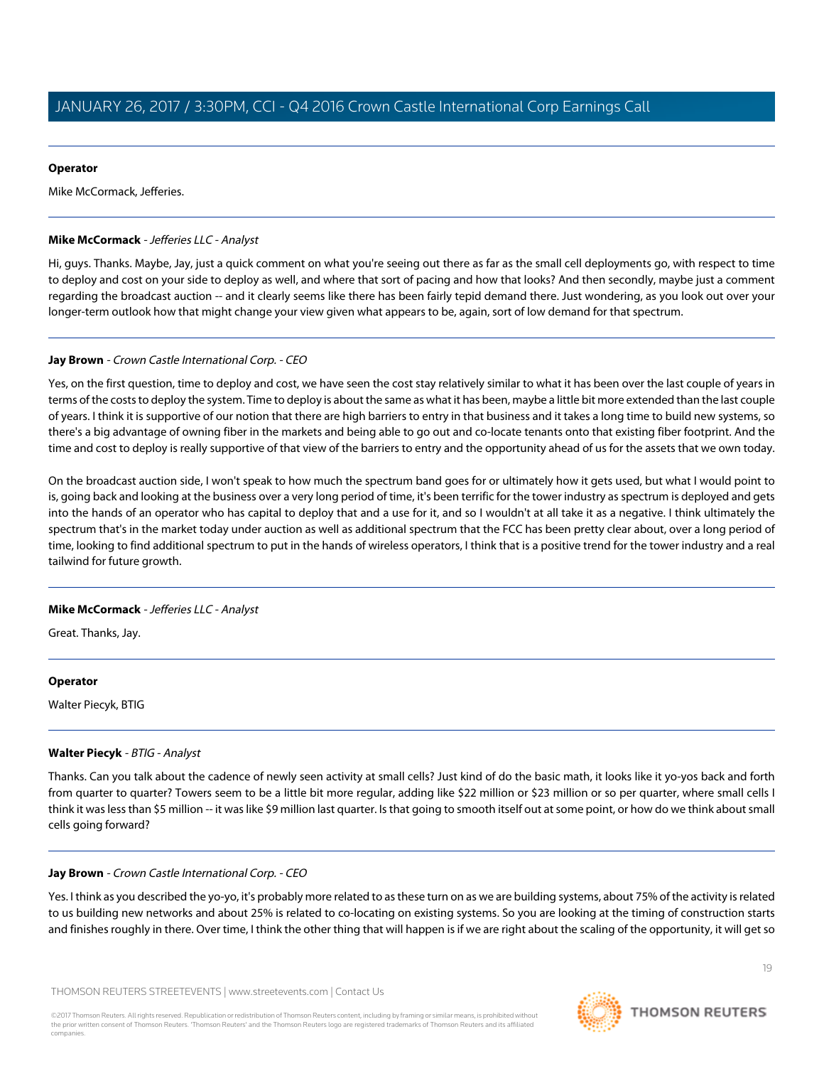**Operator**

Mike McCormack, Jefferies.

---

**Mike McCormack** - *Jefferies LLC - Analyst*

Hi, guys. Thanks. Maybe, Jay, just a quick comment on what you're seeing out there as far as the small cell deployments go, with respect to time to deploy and cost on your side to deploy as well, and where that sort of pacing and how that looks? And then secondly, maybe just a comment regarding the broadcast auction -- and it clearly seems like there has been fairly tepid demand there. Just wondering, as you look out over your longer-term outlook how that might change your view given what appears to be, again, sort of low demand for that spectrum.

---

**Jay Brown** - *Crown Castle International Corp. - CEO*

Yes, on the first question, time to deploy and cost, we have seen the cost stay relatively similar to what it has been over the last couple of years in terms of the costs to deploy the system. Time to deploy is about the same as what it has been, maybe a little bit more extended than the last couple of years. I think it is supportive of our notion that there are high barriers to entry in that business and it takes a long time to build new systems, so there's a big advantage of owning fiber in the markets and being able to go out and co-locate tenants onto that existing fiber footprint. And the time and cost to deploy is really supportive of that view of the barriers to entry and the opportunity ahead of us for the assets that we own today.

On the broadcast auction side, I won't speak to how much the spectrum band goes for or ultimately how it gets used, but what I would point to is, going back and looking at the business over a very long period of time, it's been terrific for the tower industry as spectrum is deployed and gets into the hands of an operator who has capital to deploy that and a use for it, and so I wouldn't at all take it as a negative. I think ultimately the spectrum that's in the market today under auction as well as additional spectrum that the FCC has been pretty clear about, over a long period of time, looking to find additional spectrum to put in the hands of wireless operators, I think that is a positive trend for the tower industry and a real tailwind for future growth.

---

**Mike McCormack** - *Jefferies LLC - Analyst*

Great. Thanks, Jay.

---

**Operator**

Walter Piecyk, BTIG

---

**Walter Piecyk** - *BTIG - Analyst*

Thanks. Can you talk about the cadence of newly seen activity at small cells? Just kind of do the basic math, it looks like it yo-yos back and forth from quarter to quarter? Towers seem to be a little bit more regular, adding like $22 million or $23 million or so per quarter, where small cells I think it was less than $5 million -- it was like $9 million last quarter. Is that going to smooth itself out at some point, or how do we think about small cells going forward?

---

**Jay Brown** - *Crown Castle International Corp. - CEO*

Yes. I think as you described the yo-yo, it's probably more related to as these turn on as we are building systems, about 75% of the activity is related to us building new networks and about 25% is related to co-locating on existing systems. So you are looking at the timing of construction starts and finishes roughly in there. Over time, I think the other thing that will happen is if we are right about the scaling of the opportunity, it will get so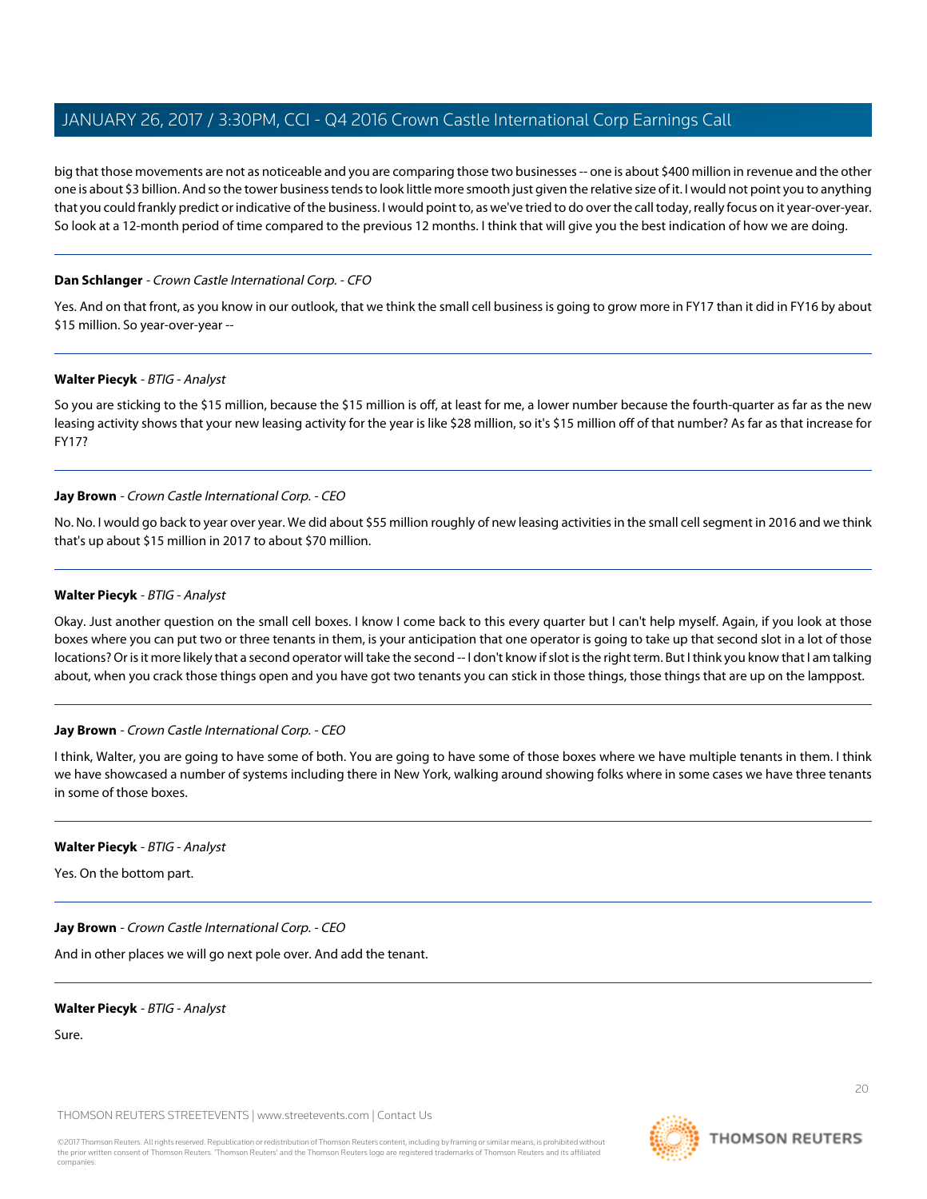big that those movements are not as noticeable and you are comparing those two businesses -- one is about $400 million in revenue and the other one is about $3 billion. And so the tower business tends to look little more smooth just given the relative size of it. I would not point you to anything that you could frankly predict or indicative of the business. I would point to, as we've tried to do over the call today, really focus on it year-over-year. So look at a 12-month period of time compared to the previous 12 months. I think that will give you the best indication of how we are doing.

---

**Dan Schlanger** - *Crown Castle International Corp. - CFO*

Yes. And on that front, as you know in our outlook, that we think the small cell business is going to grow more in FY17 than it did in FY16 by about $15 million. So year-over-year --

---

**Walter Piecyk** - *BTIG - Analyst*

So you are sticking to the $15 million, because the $15 million is off, at least for me, a lower number because the fourth-quarter as far as the new leasing activity shows that your new leasing activity for the year is like $28 million, so it's $15 million off of that number? As far as that increase for FY17?

---

**Jay Brown** - *Crown Castle International Corp. - CEO*

No. No. I would go back to year over year. We did about $55 million roughly of new leasing activities in the small cell segment in 2016 and we think that's up about $15 million in 2017 to about $70 million.

---

**Walter Piecyk** - *BTIG - Analyst*

Okay. Just another question on the small cell boxes. I know I come back to this every quarter but I can't help myself. Again, if you look at those boxes where you can put two or three tenants in them, is your anticipation that one operator is going to take up that second slot in a lot of those locations? Or is it more likely that a second operator will take the second -- I don't know if slot is the right term. But I think you know that I am talking about, when you crack those things open and you have got two tenants you can stick in those things, those things that are up on the lamppost.

---

**Jay Brown** - *Crown Castle International Corp. - CEO*

I think, Walter, you are going to have some of both. You are going to have some of those boxes where we have multiple tenants in them. I think we have showcased a number of systems including there in New York, walking around showing folks where in some cases we have three tenants in some of those boxes.

---

**Walter Piecyk** - *BTIG - Analyst*

Yes. On the bottom part.

---

**Jay Brown** - *Crown Castle International Corp. - CEO*

And in other places we will go next pole over. And add the tenant.

---

**Walter Piecyk** - *BTIG - Analyst*

Sure.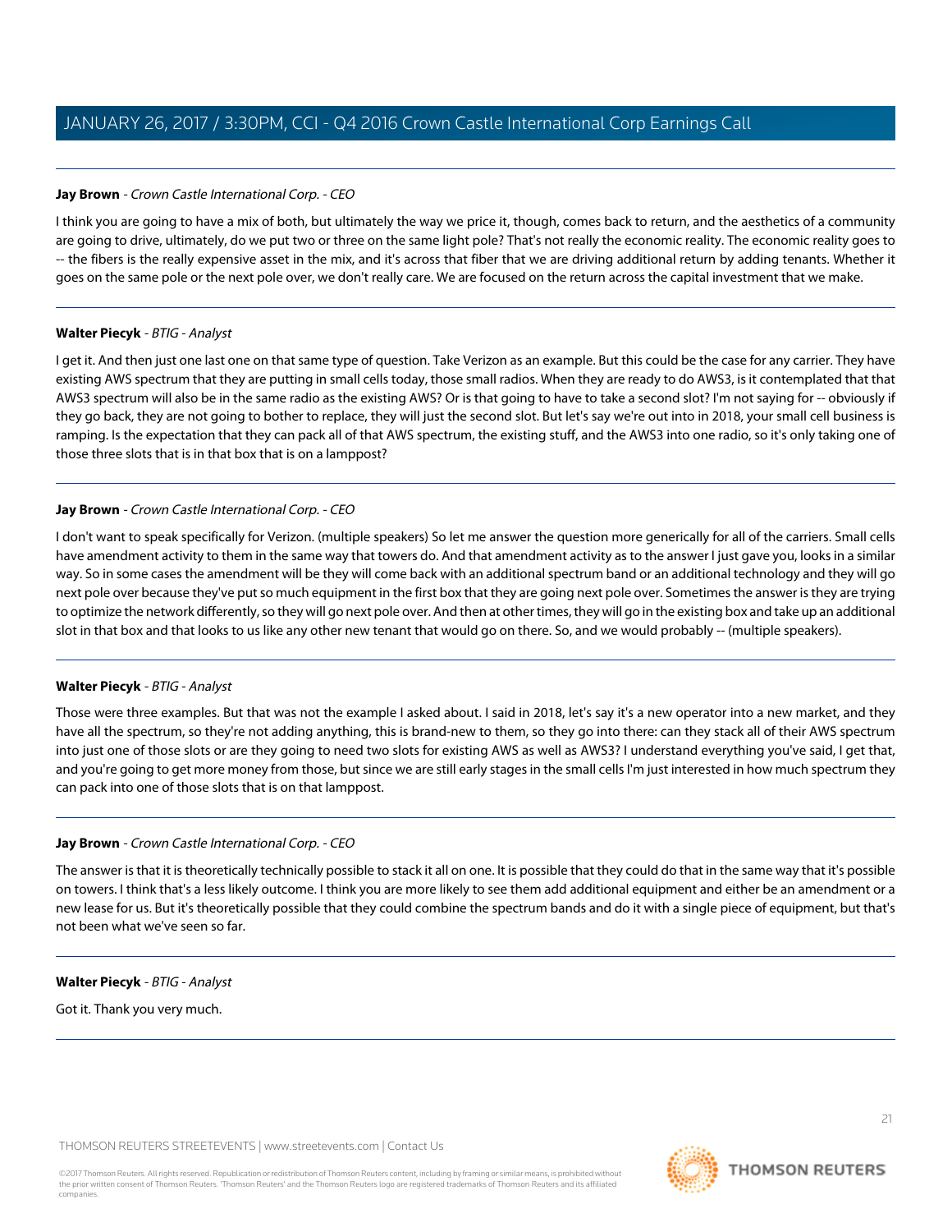**Jay Brown** - *Crown Castle International Corp. - CEO*

I think you are going to have a mix of both, but ultimately the way we price it, though, comes back to return, and the aesthetics of a community are going to drive, ultimately, do we put two or three on the same light pole? That's not really the economic reality. The economic reality goes to -- the fibers is the really expensive asset in the mix, and it's across that fiber that we are driving additional return by adding tenants. Whether it goes on the same pole or the next pole over, we don't really care. We are focused on the return across the capital investment that we make.

---

**Walter Piecyk** - *BTIG - Analyst*

I get it. And then just one last one on that same type of question. Take Verizon as an example. But this could be the case for any carrier. They have existing AWS spectrum that they are putting in small cells today, those small radios. When they are ready to do AWS3, is it contemplated that that AWS3 spectrum will also be in the same radio as the existing AWS? Or is that going to have to take a second slot? I'm not saying for -- obviously if they go back, they are not going to bother to replace, they will just the second slot. But let's say we're out into in 2018, your small cell business is ramping. Is the expectation that they can pack all of that AWS spectrum, the existing stuff, and the AWS3 into one radio, so it's only taking one of those three slots that is in that box that is on a lamppost?

---

**Jay Brown** - *Crown Castle International Corp. - CEO*

I don't want to speak specifically for Verizon. (multiple speakers) So let me answer the question more generically for all of the carriers. Small cells have amendment activity to them in the same way that towers do. And that amendment activity as to the answer I just gave you, looks in a similar way. So in some cases the amendment will be they will come back with an additional spectrum band or an additional technology and they will go next pole over because they've put so much equipment in the first box that they are going next pole over. Sometimes the answer is they are trying to optimize the network differently, so they will go next pole over. And then at other times, they will go in the existing box and take up an additional slot in that box and that looks to us like any other new tenant that would go on there. So, and we would probably -- (multiple speakers).

---

**Walter Piecyk** - *BTIG - Analyst*

Those were three examples. But that was not the example I asked about. I said in 2018, let's say it's a new operator into a new market, and they have all the spectrum, so they're not adding anything, this is brand-new to them, so they go into there: can they stack all of their AWS spectrum into just one of those slots or are they going to need two slots for existing AWS as well as AWS3? I understand everything you've said, I get that, and you're going to get more money from those, but since we are still early stages in the small cells I'm just interested in how much spectrum they can pack into one of those slots that is on that lamppost.

---

**Jay Brown** - *Crown Castle International Corp. - CEO*

The answer is that it is theoretically technically possible to stack it all on one. It is possible that they could do that in the same way that it's possible on towers. I think that's a less likely outcome. I think you are more likely to see them add additional equipment and either be an amendment or a new lease for us. But it's theoretically possible that they could combine the spectrum bands and do it with a single piece of equipment, but that's not been what we've seen so far.

---

**Walter Piecyk** - *BTIG - Analyst*

Got it. Thank you very much.

---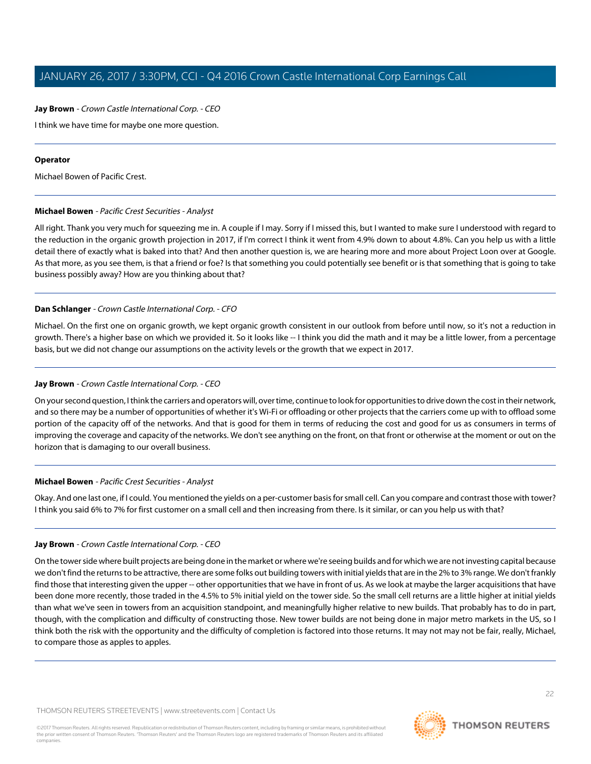**Jay Brown** - *Crown Castle International Corp. - CEO*

I think we have time for maybe one more question.

---

**Operator**

Michael Bowen of Pacific Crest.

---

**Michael Bowen** - *Pacific Crest Securities - Analyst*

All right. Thank you very much for squeezing me in. A couple if I may. Sorry if I missed this, but I wanted to make sure I understood with regard to the reduction in the organic growth projection in 2017, if I'm correct I think it went from 4.9% down to about 4.8%. Can you help us with a little detail there of exactly what is baked into that? And then another question is, we are hearing more and more about Project Loon over at Google. As that more, as you see them, is that a friend or foe? Is that something you could potentially see benefit or is that something that is going to take business possibly away? How are you thinking about that?

---

**Dan Schlanger** - *Crown Castle International Corp. - CFO*

Michael. On the first one on organic growth, we kept organic growth consistent in our outlook from before until now, so it's not a reduction in growth. There's a higher base on which we provided it. So it looks like -- I think you did the math and it may be a little lower, from a percentage basis, but we did not change our assumptions on the activity levels or the growth that we expect in 2017.

---

**Jay Brown** - *Crown Castle International Corp. - CEO*

On your second question, I think the carriers and operators will, over time, continue to look for opportunities to drive down the cost in their network, and so there may be a number of opportunities of whether it's Wi-Fi or offloading or other projects that the carriers come up with to offload some portion of the capacity off of the networks. And that is good for them in terms of reducing the cost and good for us as consumers in terms of improving the coverage and capacity of the networks. We don't see anything on the front, on that front or otherwise at the moment or out on the horizon that is damaging to our overall business.

---

**Michael Bowen** - *Pacific Crest Securities - Analyst*

Okay. And one last one, if I could. You mentioned the yields on a per-customer basis for small cell. Can you compare and contrast those with tower? I think you said 6% to 7% for first customer on a small cell and then increasing from there. Is it similar, or can you help us with that?

---

**Jay Brown** - *Crown Castle International Corp. - CEO*

On the tower side where built projects are being done in the market or where we're seeing builds and for which we are not investing capital because we don't find the returns to be attractive, there are some folks out building towers with initial yields that are in the 2% to 3% range. We don't frankly find those that interesting given the upper -- other opportunities that we have in front of us. As we look at maybe the larger acquisitions that have been done more recently, those traded in the 4.5% to 5% initial yield on the tower side. So the small cell returns are a little higher at initial yields than what we've seen in towers from an acquisition standpoint, and meaningfully higher relative to new builds. That probably has to do in part, though, with the complication and difficulty of constructing those. New tower builds are not being done in major metro markets in the US, so I think both the risk with the opportunity and the difficulty of completion is factored into those returns. It may not may not be fair, really, Michael, to compare those as apples to apples.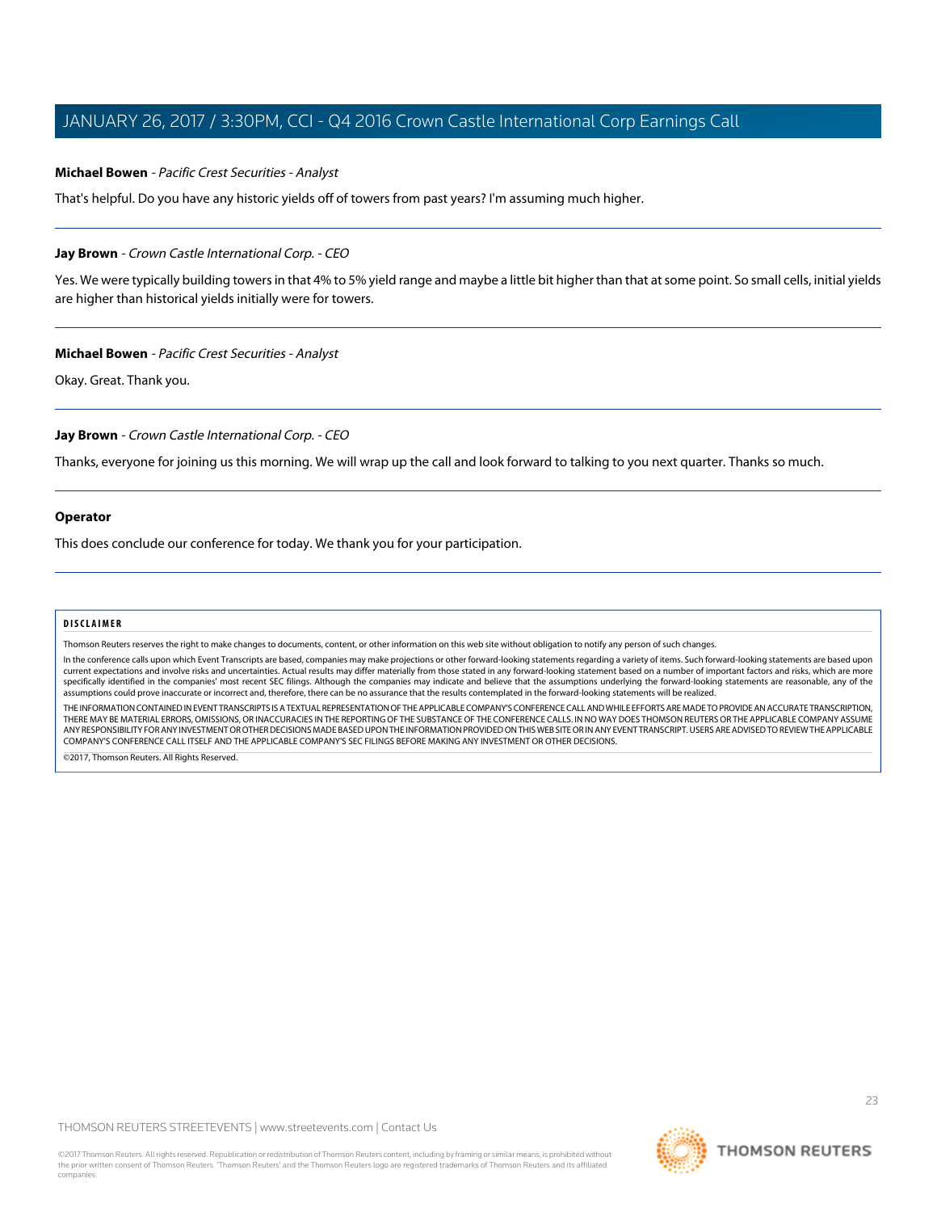**Michael Bowen** - *Pacific Crest Securities - Analyst*

That's helpful. Do you have any historic yields off of towers from past years? I'm assuming much higher.

---

**Jay Brown** - *Crown Castle International Corp. - CEO*

Yes. We were typically building towers in that 4% to 5% yield range and maybe a little bit higher than that at some point. So small cells, initial yields are higher than historical yields initially were for towers.

---

**Michael Bowen** - *Pacific Crest Securities - Analyst*

Okay. Great. Thank you.

---

**Jay Brown** - *Crown Castle International Corp. - CEO*

Thanks, everyone for joining us this morning. We will wrap up the call and look forward to talking to you next quarter. Thanks so much.

---

**Operator**

This does conclude our conference for today. We thank you for your participation.

---

**DISCLAIMER**

Thomson Reuters reserves the right to make changes to documents, content, or other information on this web site without obligation to notify any person of such changes.

In the conference calls upon which Event Transcripts are based, companies may make projections or other forward-looking statements regarding a variety of items. Such forward-looking statements are based upon current expectations and involve risks and uncertainties. Actual results may differ materially from those stated in any forward-looking statement based on a number of important factors and risks, which are more specifically identified in the companies' most recent SEC filings. Although the companies may indicate and believe that the assumptions underlying the forward-looking statements are reasonable, any of the assumptions could prove inaccurate or incorrect and, therefore, there can be no assurance that the results contemplated in the forward-looking statements will be realized.

THE INFORMATION CONTAINED IN EVENT TRANSCRIPTS IS A TEXTUAL REPRESENTATION OF THE APPLICABLE COMPANY'S CONFERENCE CALL AND WHILE EFFORTS ARE MADE TO PROVIDE AN ACCURATE TRANSCRIPTION, THERE MAY BE MATERIAL ERRORS, OMISSIONS, OR INACCURACIES IN THE REPORTING OF THE SUBSTANCE OF THE CONFERENCE CALLS. IN NO WAY DOES THOMSON REUTERS OR THE APPLICABLE COMPANY ASSUME ANY RESPONSIBILITY FOR ANY INVESTMENT OR OTHER DECISIONS MADE BASED UPON THE INFORMATION PROVIDED ON THIS WEB SITE OR IN ANY EVENT TRANSCRIPT. USERS ARE ADVISED TO REVIEW THE APPLICABLE COMPANY'S CONFERENCE CALL ITSELF AND THE APPLICABLE COMPANY'S SEC FILINGS BEFORE MAKING ANY INVESTMENT OR OTHER DECISIONS.

©2017, Thomson Reuters. All Rights Reserved.